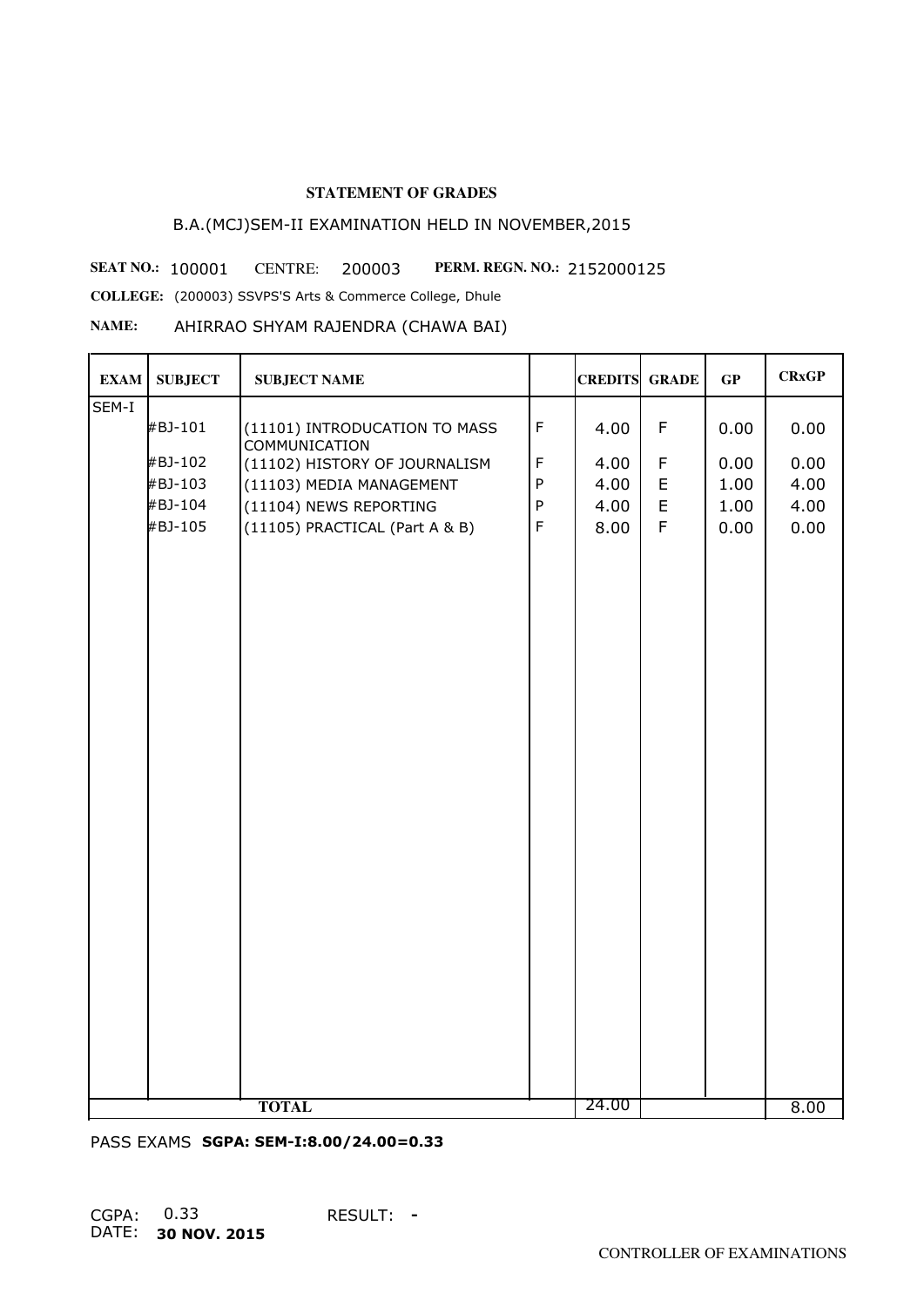**STATEMENT OF GRADES**

B.A.(MCJ)SEM-II EXAMINATION HELD IN NOVEMBER,2015

**SEAT NO.:** 100001 CENTRE: 200003 **PERM. REGN. NO.:** 2152000125

**COLLEGE:** (200003) SSVPS'S Arts & Commerce College, Dhule

**NAME:** AHIRRAO SHYAM RAJENDRA (CHAWA BAI)

| EXAM | SUBJECT | SUBJECT NAME | | CREDITS | GRADE | GP | CRxGP |
|---|---|---|---|---|---|---|---|
| SEM-I | | | | | | | |
| | #BJ-101 | (11101) INTRODUCATION TO MASS COMMUNICATION | F | 4.00 | F | 0.00 | 0.00 |
| | #BJ-102 | (11102) HISTORY OF JOURNALISM | F | 4.00 | F | 0.00 | 0.00 |
| | #BJ-103 | (11103) MEDIA MANAGEMENT | P | 4.00 | E | 1.00 | 4.00 |
| | #BJ-104 | (11104) NEWS REPORTING | P | 4.00 | E | 1.00 | 4.00 |
| | #BJ-105 | (11105) PRACTICAL (Part A & B) | F | 8.00 | F | 0.00 | 0.00 |
| | | **TOTAL** | | 24.00 | | | 8.00 |

PASS EXAMS **SGPA: SEM-I:8.00/24.00=0.33**

CGPA: 0.33 RESULT: **-**

DATE: **30 NOV. 2015**

CONTROLLER OF EXAMINATIONS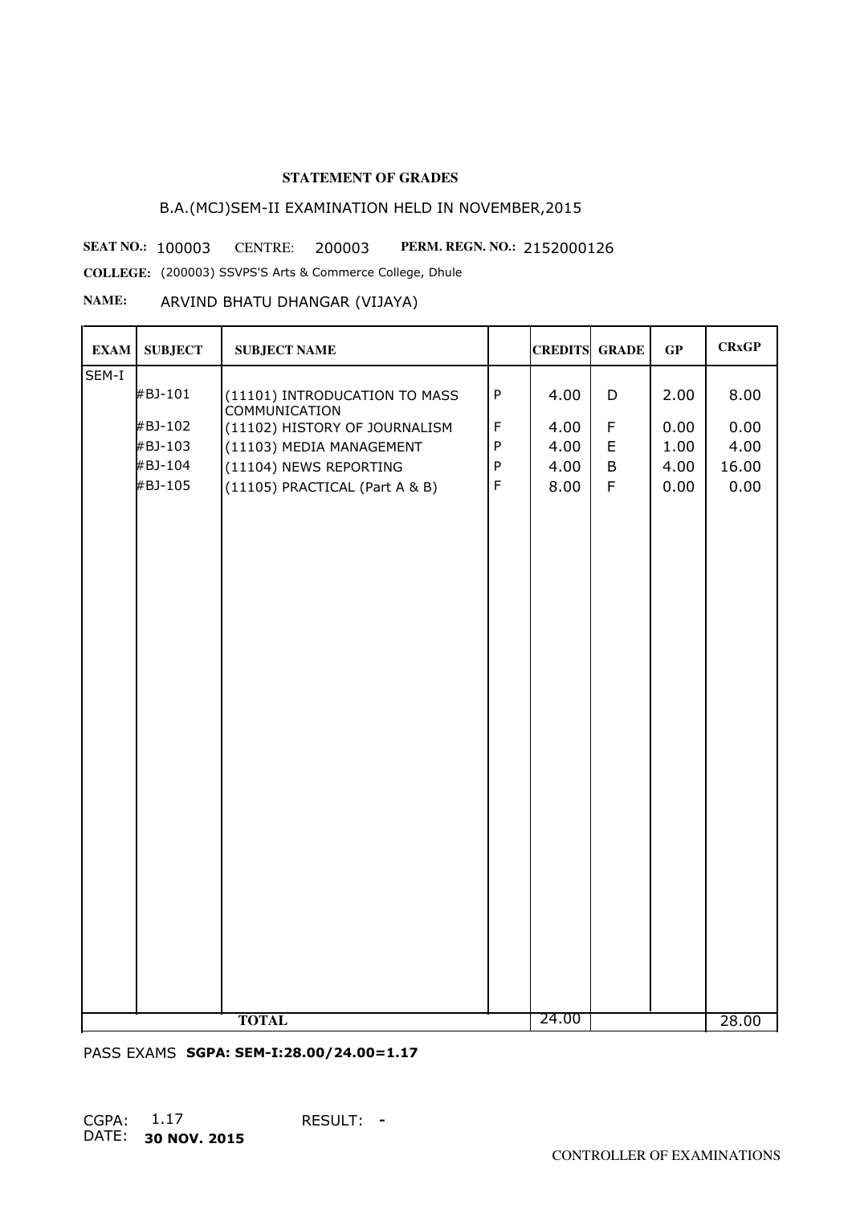**STATEMENT OF GRADES**

B.A.(MCJ)SEM-II EXAMINATION HELD IN NOVEMBER,2015

**SEAT NO.:** 100003 CENTRE: 200003 **PERM. REGN. NO.:** 2152000126

**COLLEGE:** (200003) SSVPS'S Arts & Commerce College, Dhule

**NAME:** ARVIND BHATU DHANGAR (VIJAYA)

| EXAM | SUBJECT | SUBJECT NAME | | CREDITS | GRADE | GP | CRxGP |
|---|---|---|---|---|---|---|---|
| SEM-I | | | | | | | |
| | #BJ-101 | (11101) INTRODUCATION TO MASS COMMUNICATION | P | 4.00 | D | 2.00 | 8.00 |
| | #BJ-102 | (11102) HISTORY OF JOURNALISM | F | 4.00 | F | 0.00 | 0.00 |
| | #BJ-103 | (11103) MEDIA MANAGEMENT | P | 4.00 | E | 1.00 | 4.00 |
| | #BJ-104 | (11104) NEWS REPORTING | P | 4.00 | B | 4.00 | 16.00 |
| | #BJ-105 | (11105) PRACTICAL (Part A & B) | F | 8.00 | F | 0.00 | 0.00 |
| | | **TOTAL** | | 24.00 | | | 28.00 |

PASS EXAMS **SGPA: SEM-I:28.00/24.00=1.17**

CGPA: 1.17 RESULT: **-**

DATE: **30 NOV. 2015**

CONTROLLER OF EXAMINATIONS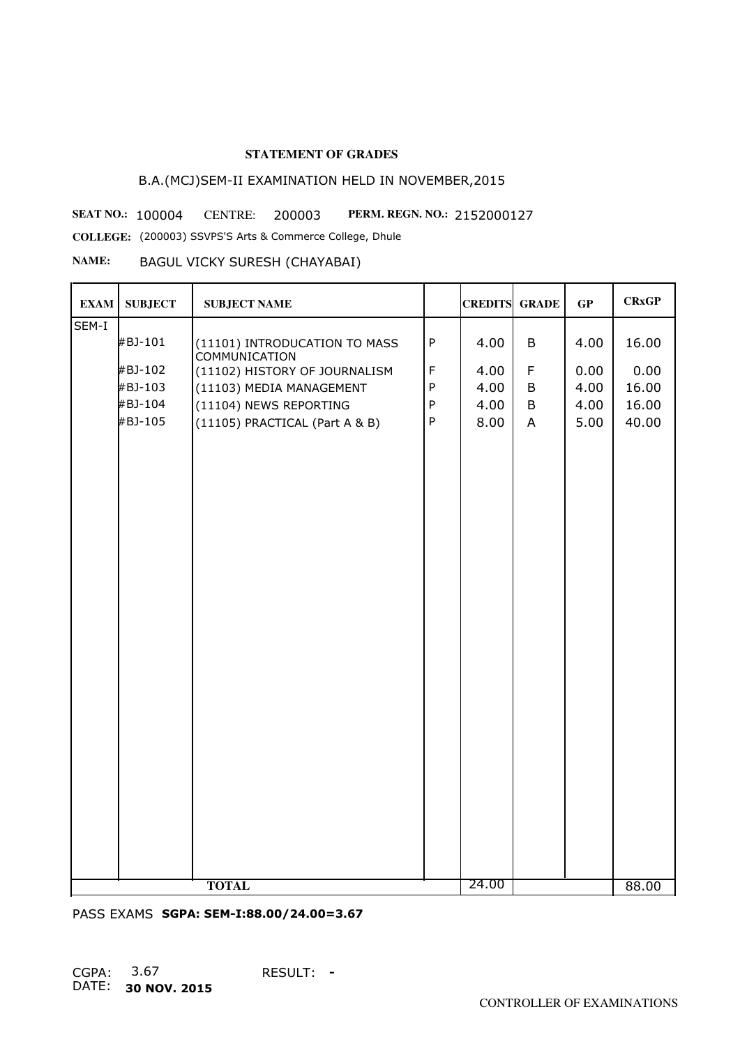**STATEMENT OF GRADES**

B.A.(MCJ)SEM-II EXAMINATION HELD IN NOVEMBER,2015

**SEAT NO.:** 100004 CENTRE: 200003 **PERM. REGN. NO.:** 2152000127

**COLLEGE:** (200003) SSVPS'S Arts & Commerce College, Dhule

**NAME:** BAGUL VICKY SURESH (CHAYABAI)

| EXAM | SUBJECT | SUBJECT NAME | | CREDITS | GRADE | GP | CRxGP |
|---|---|---|---|---|---|---|---|
| SEM-I | | | | | | | |
| | #BJ-101 | (11101) INTRODUCATION TO MASS COMMUNICATION | P | 4.00 | B | 4.00 | 16.00 |
| | #BJ-102 | (11102) HISTORY OF JOURNALISM | F | 4.00 | F | 0.00 | 0.00 |
| | #BJ-103 | (11103) MEDIA MANAGEMENT | P | 4.00 | B | 4.00 | 16.00 |
| | #BJ-104 | (11104) NEWS REPORTING | P | 4.00 | B | 4.00 | 16.00 |
| | #BJ-105 | (11105) PRACTICAL (Part A & B) | P | 8.00 | A | 5.00 | 40.00 |
| | | **TOTAL** | | 24.00 | | | 88.00 |

PASS EXAMS **SGPA: SEM-I:88.00/24.00=3.67**

CGPA: 3.67 RESULT: **-**

DATE: **30 NOV. 2015**

CONTROLLER OF EXAMINATIONS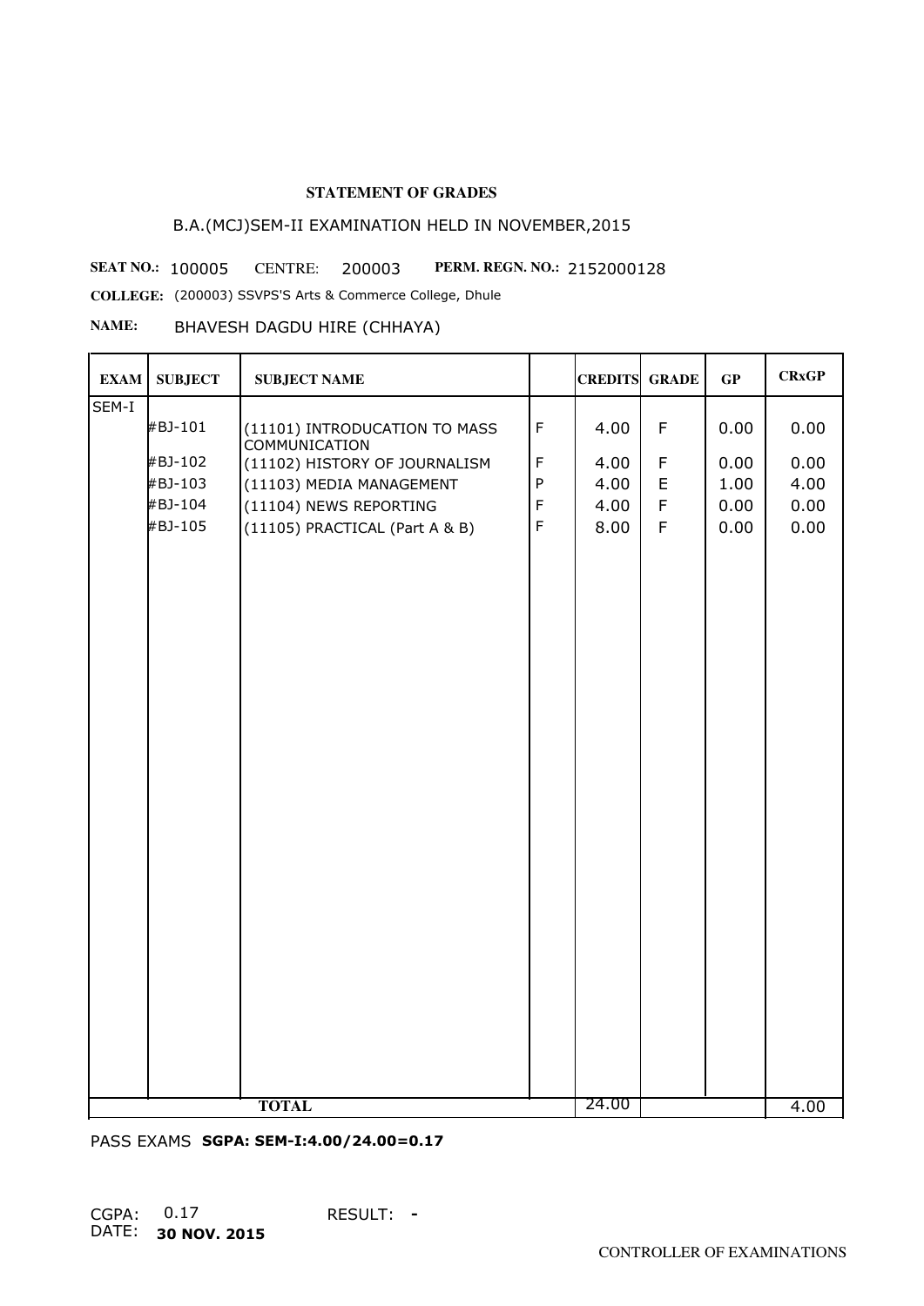**STATEMENT OF GRADES**

B.A.(MCJ)SEM-II EXAMINATION HELD IN NOVEMBER,2015

**SEAT NO.:** 100005 CENTRE: 200003 **PERM. REGN. NO.:** 2152000128

**COLLEGE:** (200003) SSVPS'S Arts & Commerce College, Dhule

**NAME:** BHAVESH DAGDU HIRE (CHHAYA)

| EXAM | SUBJECT | SUBJECT NAME | | CREDITS | GRADE | GP | CRxGP |
|---|---|---|---|---|---|---|---|
| SEM-I | | | | | | | |
| | #BJ-101 | (11101) INTRODUCATION TO MASS COMMUNICATION | F | 4.00 | F | 0.00 | 0.00 |
| | #BJ-102 | (11102) HISTORY OF JOURNALISM | F | 4.00 | F | 0.00 | 0.00 |
| | #BJ-103 | (11103) MEDIA MANAGEMENT | P | 4.00 | E | 1.00 | 4.00 |
| | #BJ-104 | (11104) NEWS REPORTING | F | 4.00 | F | 0.00 | 0.00 |
| | #BJ-105 | (11105) PRACTICAL (Part A & B) | F | 8.00 | F | 0.00 | 0.00 |
| | | **TOTAL** | | 24.00 | | | 4.00 |

PASS EXAMS **SGPA: SEM-I:4.00/24.00=0.17**

CGPA: 0.17 RESULT: **-**

DATE: **30 NOV. 2015**

CONTROLLER OF EXAMINATIONS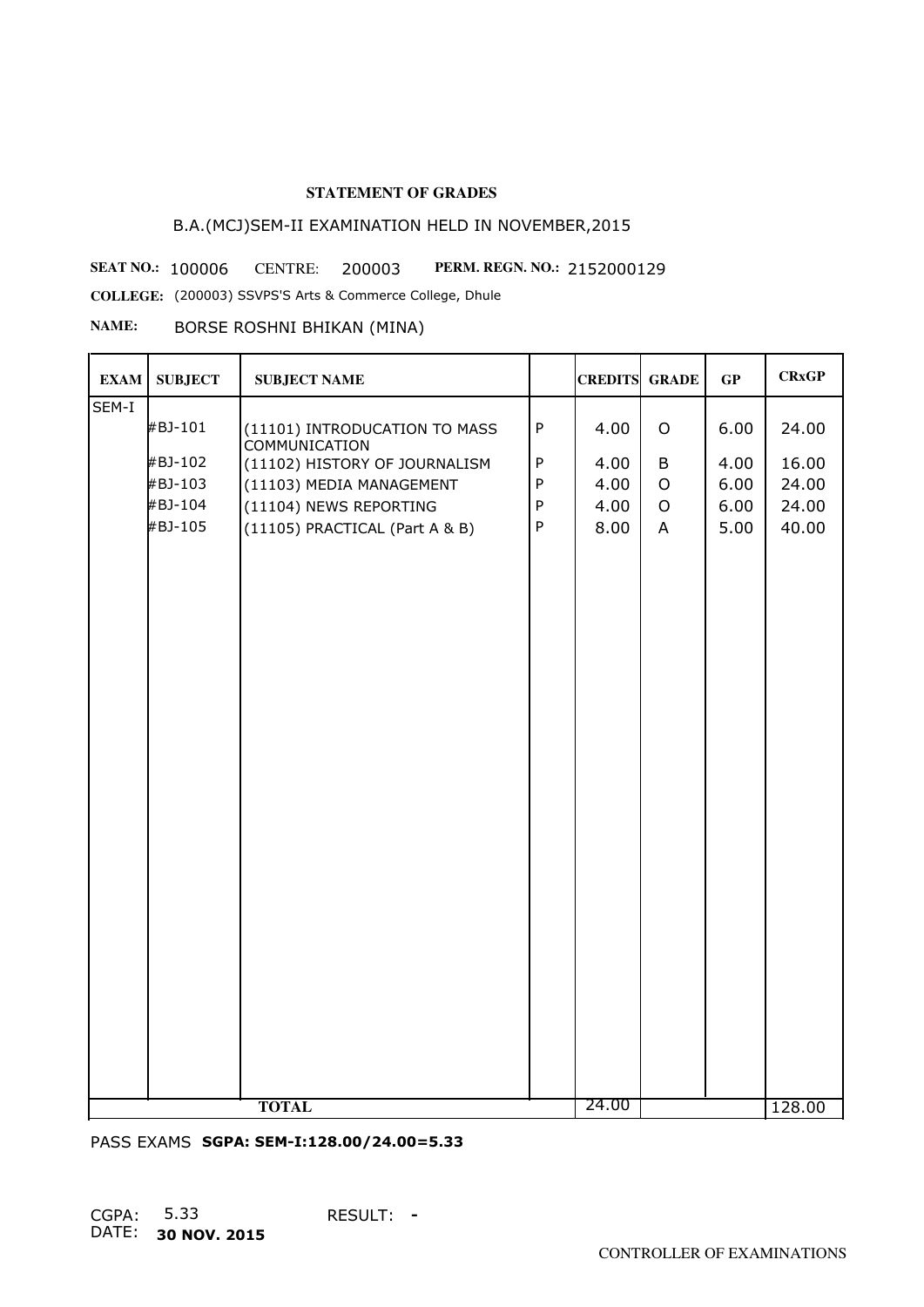**STATEMENT OF GRADES**

B.A.(MCJ)SEM-II EXAMINATION HELD IN NOVEMBER,2015

**SEAT NO.:** 100006 CENTRE: 200003 **PERM. REGN. NO.:** 2152000129

**COLLEGE:** (200003) SSVPS'S Arts & Commerce College, Dhule

**NAME:** BORSE ROSHNI BHIKAN (MINA)

| EXAM | SUBJECT | SUBJECT NAME | | CREDITS | GRADE | GP | CRxGP |
|---|---|---|---|---|---|---|---|
| SEM-I | | | | | | | |
| | #BJ-101 | (11101) INTRODUCATION TO MASS COMMUNICATION | P | 4.00 | O | 6.00 | 24.00 |
| | #BJ-102 | (11102) HISTORY OF JOURNALISM | P | 4.00 | B | 4.00 | 16.00 |
| | #BJ-103 | (11103) MEDIA MANAGEMENT | P | 4.00 | O | 6.00 | 24.00 |
| | #BJ-104 | (11104) NEWS REPORTING | P | 4.00 | O | 6.00 | 24.00 |
| | #BJ-105 | (11105) PRACTICAL (Part A & B) | P | 8.00 | A | 5.00 | 40.00 |
| | | **TOTAL** | | 24.00 | | | 128.00 |

PASS EXAMS **SGPA: SEM-I:128.00/24.00=5.33**

CGPA: 5.33 RESULT: **-**

DATE: **30 NOV. 2015**

CONTROLLER OF EXAMINATIONS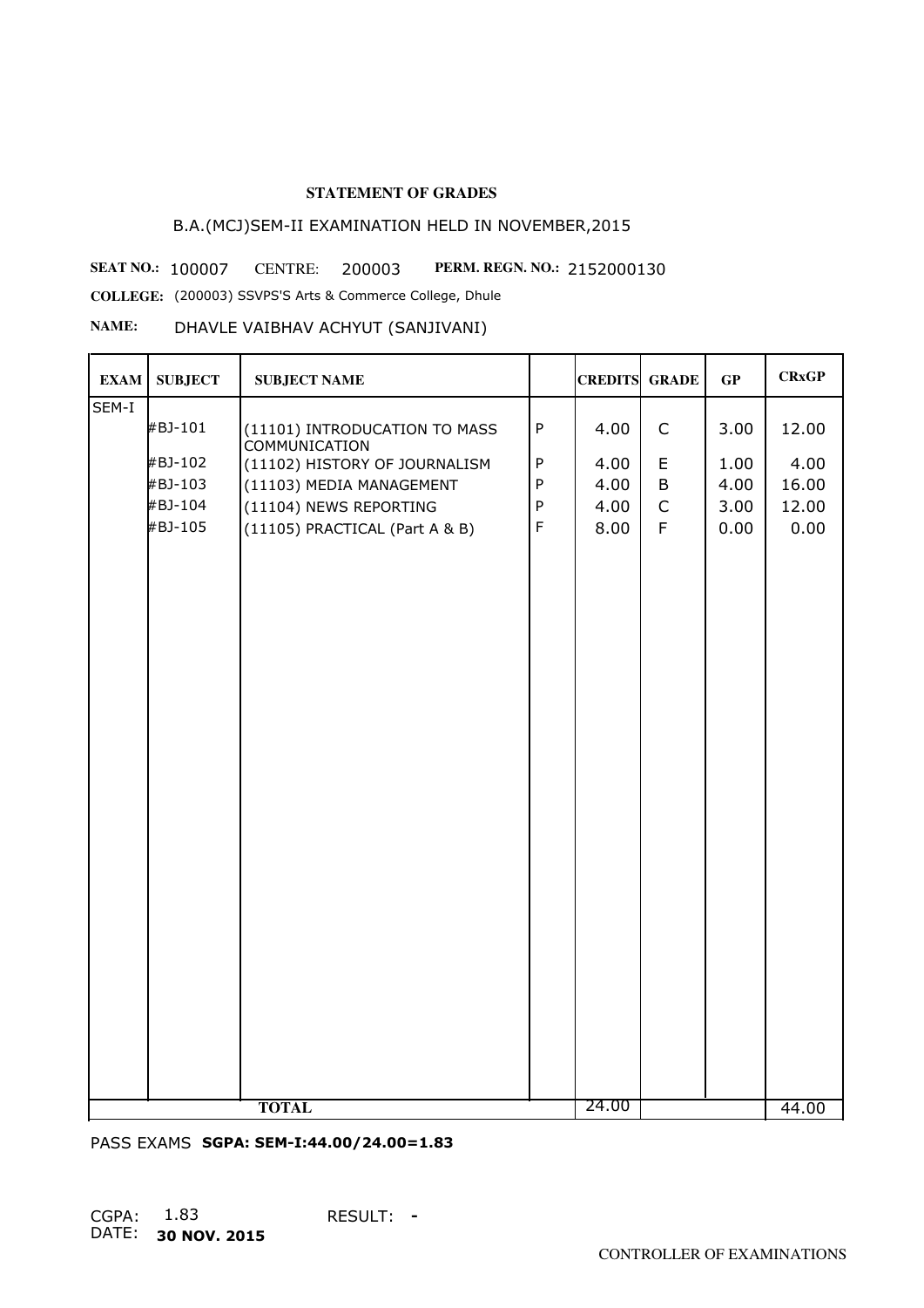**STATEMENT OF GRADES**

B.A.(MCJ)SEM-II EXAMINATION HELD IN NOVEMBER,2015

**SEAT NO.:** 100007 CENTRE: 200003 **PERM. REGN. NO.:** 2152000130

**COLLEGE:** (200003) SSVPS'S Arts & Commerce College, Dhule

**NAME:** DHAVLE VAIBHAV ACHYUT (SANJIVANI)

| EXAM | SUBJECT | SUBJECT NAME | | CREDITS | GRADE | GP | CRxGP |
|---|---|---|---|---|---|---|---|
| SEM-I | | | | | | | |
| | #BJ-101 | (11101) INTRODUCATION TO MASS COMMUNICATION | P | 4.00 | C | 3.00 | 12.00 |
| | #BJ-102 | (11102) HISTORY OF JOURNALISM | P | 4.00 | E | 1.00 | 4.00 |
| | #BJ-103 | (11103) MEDIA MANAGEMENT | P | 4.00 | B | 4.00 | 16.00 |
| | #BJ-104 | (11104) NEWS REPORTING | P | 4.00 | C | 3.00 | 12.00 |
| | #BJ-105 | (11105) PRACTICAL (Part A & B) | F | 8.00 | F | 0.00 | 0.00 |
| | | **TOTAL** | | 24.00 | | | 44.00 |

PASS EXAMS **SGPA: SEM-I:44.00/24.00=1.83**

CGPA: 1.83 RESULT: **-**

DATE: **30 NOV. 2015**

CONTROLLER OF EXAMINATIONS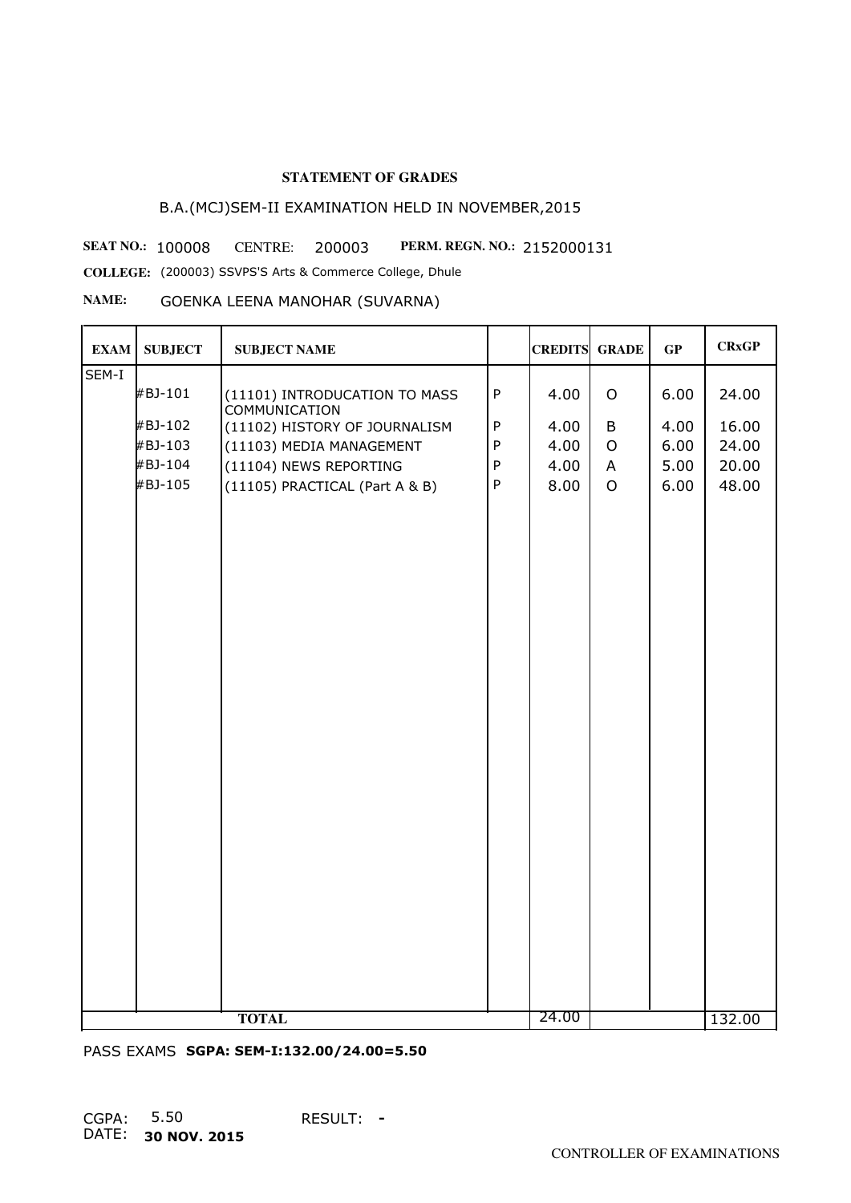**STATEMENT OF GRADES**

B.A.(MCJ)SEM-II EXAMINATION HELD IN NOVEMBER,2015

**SEAT NO.:** 100008 CENTRE: 200003 **PERM. REGN. NO.:** 2152000131

**COLLEGE:** (200003) SSVPS'S Arts & Commerce College, Dhule

**NAME:** GOENKA LEENA MANOHAR (SUVARNA)

| EXAM | SUBJECT | SUBJECT NAME | | CREDITS | GRADE | GP | CRxGP |
|---|---|---|---|---|---|---|---|
| SEM-I | | | | | | | |
| | #BJ-101 | (11101) INTRODUCATION TO MASS COMMUNICATION | P | 4.00 | O | 6.00 | 24.00 |
| | #BJ-102 | (11102) HISTORY OF JOURNALISM | P | 4.00 | B | 4.00 | 16.00 |
| | #BJ-103 | (11103) MEDIA MANAGEMENT | P | 4.00 | O | 6.00 | 24.00 |
| | #BJ-104 | (11104) NEWS REPORTING | P | 4.00 | A | 5.00 | 20.00 |
| | #BJ-105 | (11105) PRACTICAL (Part A & B) | P | 8.00 | O | 6.00 | 48.00 |
| | | **TOTAL** | | 24.00 | | | 132.00 |

PASS EXAMS **SGPA: SEM-I:132.00/24.00=5.50**

CGPA: 5.50 RESULT: **-**

DATE: **30 NOV. 2015**

CONTROLLER OF EXAMINATIONS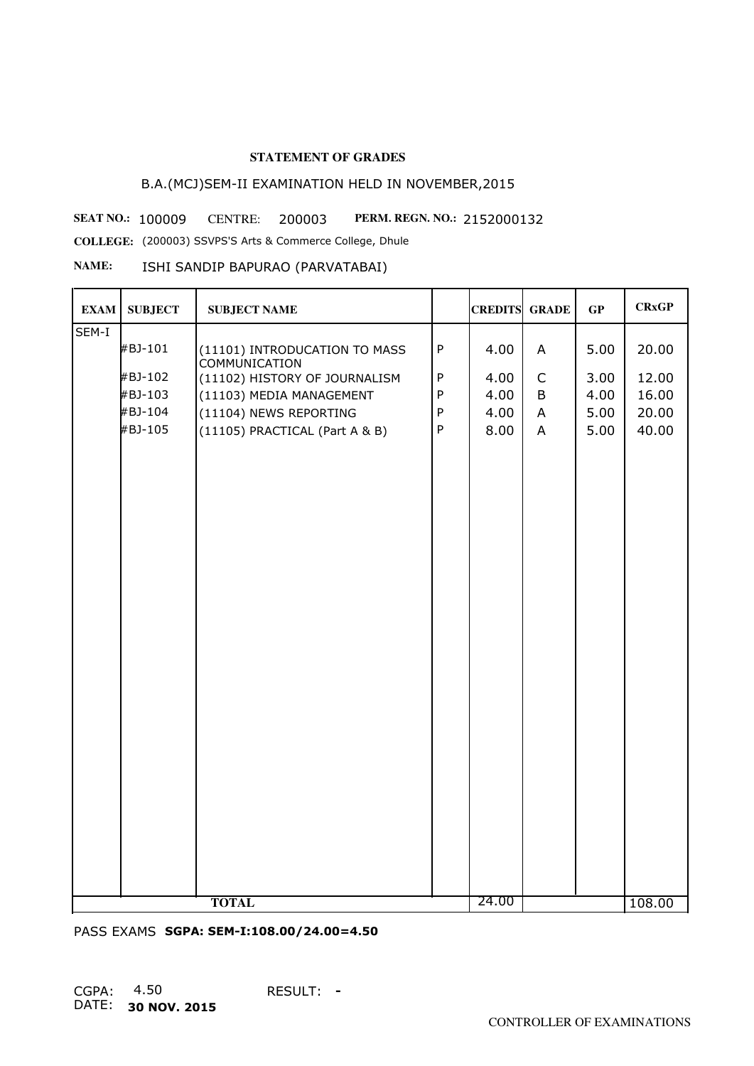**STATEMENT OF GRADES**

B.A.(MCJ)SEM-II EXAMINATION HELD IN NOVEMBER,2015

**SEAT NO.:** 100009 CENTRE: 200003 **PERM. REGN. NO.:** 2152000132

**COLLEGE:** (200003) SSVPS'S Arts & Commerce College, Dhule

**NAME:** ISHI SANDIP BAPURAO (PARVATABAI)

| EXAM | SUBJECT | SUBJECT NAME | | CREDITS | GRADE | GP | CRxGP |
|---|---|---|---|---|---|---|---|
| SEM-I | | | | | | | |
| | #BJ-101 | (11101) INTRODUCATION TO MASS COMMUNICATION | P | 4.00 | A | 5.00 | 20.00 |
| | #BJ-102 | (11102) HISTORY OF JOURNALISM | P | 4.00 | C | 3.00 | 12.00 |
| | #BJ-103 | (11103) MEDIA MANAGEMENT | P | 4.00 | B | 4.00 | 16.00 |
| | #BJ-104 | (11104) NEWS REPORTING | P | 4.00 | A | 5.00 | 20.00 |
| | #BJ-105 | (11105) PRACTICAL (Part A & B) | P | 8.00 | A | 5.00 | 40.00 |
| | | **TOTAL** | | 24.00 | | | 108.00 |

PASS EXAMS **SGPA: SEM-I:108.00/24.00=4.50**

CGPA: 4.50 RESULT: **-**

DATE: **30 NOV. 2015**

CONTROLLER OF EXAMINATIONS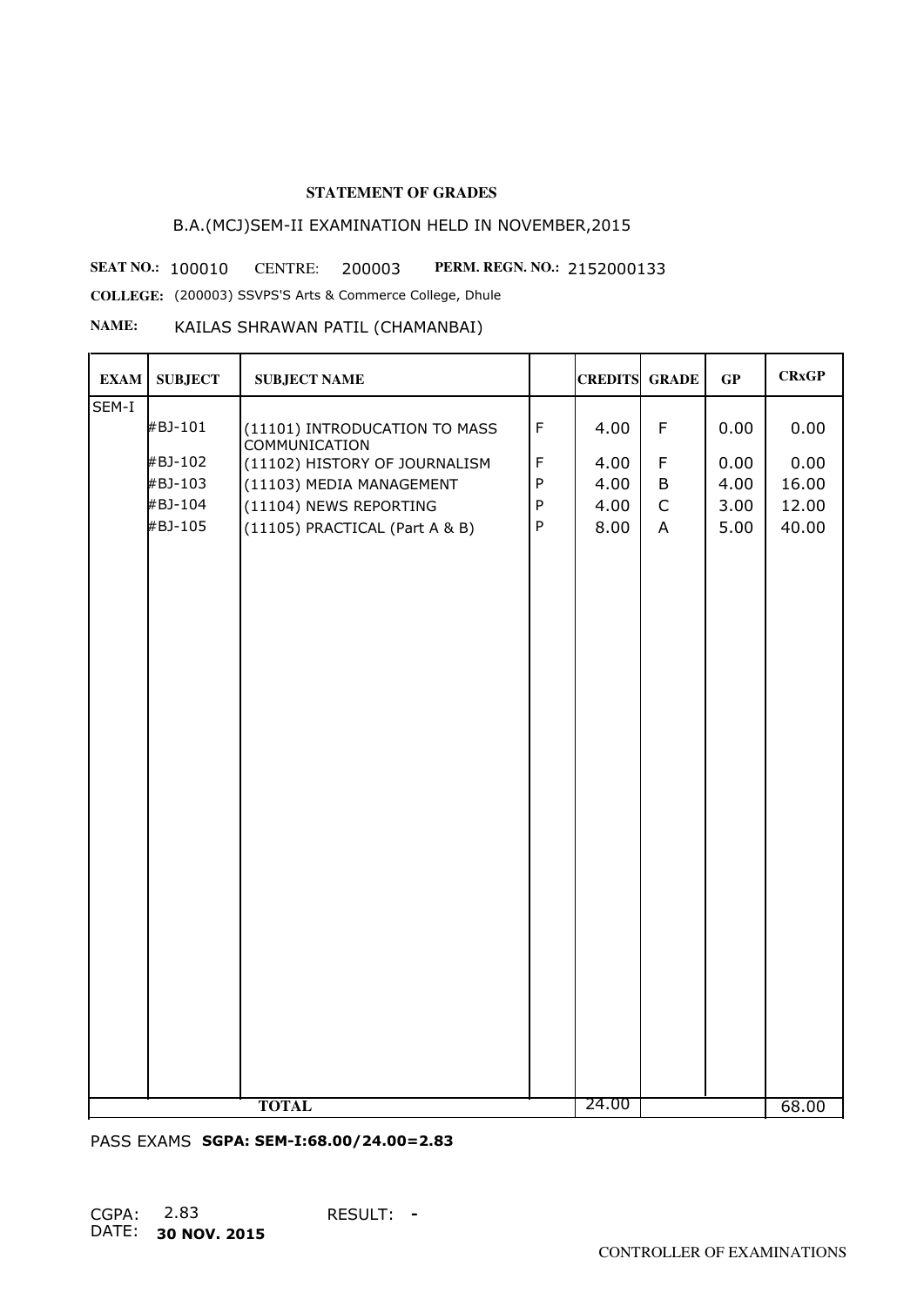**STATEMENT OF GRADES**

B.A.(MCJ)SEM-II EXAMINATION HELD IN NOVEMBER,2015

**SEAT NO.:** 100010 CENTRE: 200003 **PERM. REGN. NO.:** 2152000133

**COLLEGE:** (200003) SSVPS'S Arts & Commerce College, Dhule

**NAME:** KAILAS SHRAWAN PATIL (CHAMANBAI)

| EXAM | SUBJECT | SUBJECT NAME | | CREDITS | GRADE | GP | CRxGP |
|---|---|---|---|---|---|---|---|
| SEM-I | | | | | | | |
| | #BJ-101 | (11101) INTRODUCATION TO MASS COMMUNICATION | F | 4.00 | F | 0.00 | 0.00 |
| | #BJ-102 | (11102) HISTORY OF JOURNALISM | F | 4.00 | F | 0.00 | 0.00 |
| | #BJ-103 | (11103) MEDIA MANAGEMENT | P | 4.00 | B | 4.00 | 16.00 |
| | #BJ-104 | (11104) NEWS REPORTING | P | 4.00 | C | 3.00 | 12.00 |
| | #BJ-105 | (11105) PRACTICAL (Part A & B) | P | 8.00 | A | 5.00 | 40.00 |
| | | **TOTAL** | | 24.00 | | | 68.00 |

PASS EXAMS **SGPA: SEM-I:68.00/24.00=2.83**

CGPA: 2.83 RESULT: -

DATE: **30 NOV. 2015**

CONTROLLER OF EXAMINATIONS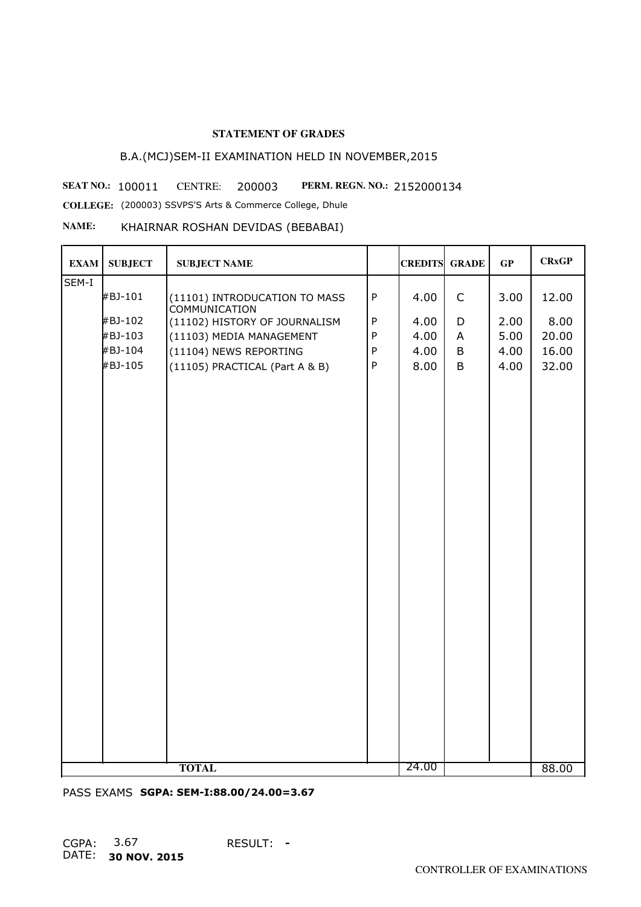**STATEMENT OF GRADES**

B.A.(MCJ)SEM-II EXAMINATION HELD IN NOVEMBER,2015

**SEAT NO.:** 100011 CENTRE: 200003 **PERM. REGN. NO.:** 2152000134

**COLLEGE:** (200003) SSVPS'S Arts & Commerce College, Dhule

**NAME:** KHAIRNAR ROSHAN DEVIDAS (BEBABAI)

| EXAM | SUBJECT | SUBJECT NAME | | CREDITS | GRADE | GP | CRxGP |
|---|---|---|---|---|---|---|---|
| SEM-I | | | | | | | |
| | #BJ-101 | (11101) INTRODUCATION TO MASS COMMUNICATION | P | 4.00 | C | 3.00 | 12.00 |
| | #BJ-102 | (11102) HISTORY OF JOURNALISM | P | 4.00 | D | 2.00 | 8.00 |
| | #BJ-103 | (11103) MEDIA MANAGEMENT | P | 4.00 | A | 5.00 | 20.00 |
| | #BJ-104 | (11104) NEWS REPORTING | P | 4.00 | B | 4.00 | 16.00 |
| | #BJ-105 | (11105) PRACTICAL (Part A & B) | P | 8.00 | B | 4.00 | 32.00 |
| | | **TOTAL** | | 24.00 | | | 88.00 |

PASS EXAMS **SGPA: SEM-I:88.00/24.00=3.67**

CGPA: 3.67 RESULT: **-**

DATE: **30 NOV. 2015**

CONTROLLER OF EXAMINATIONS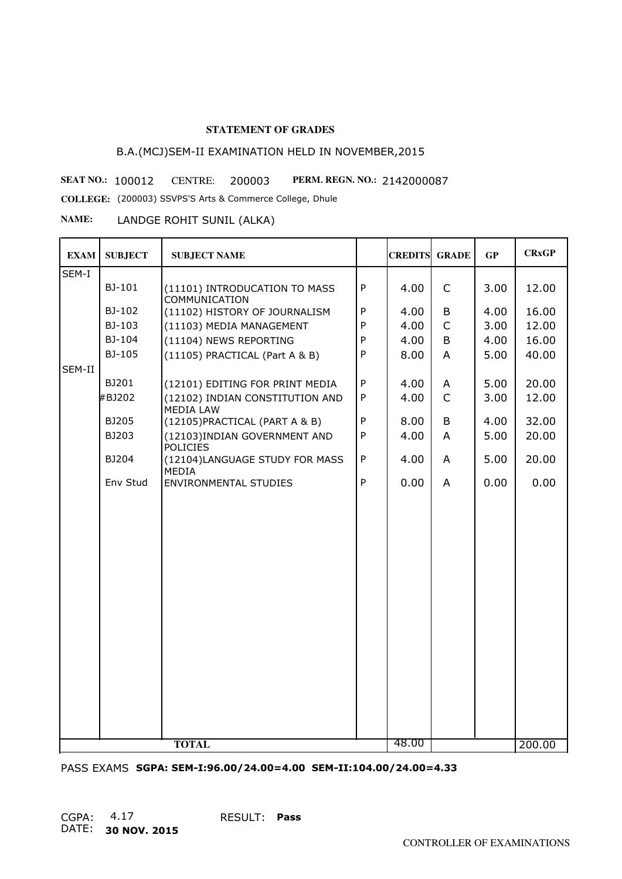**STATEMENT OF GRADES**

B.A.(MCJ)SEM-II EXAMINATION HELD IN NOVEMBER,2015

**SEAT NO.:** 100012 CENTRE: 200003 **PERM. REGN. NO.:** 2142000087

**COLLEGE:** (200003) SSVPS'S Arts & Commerce College, Dhule

**NAME:** LANDGE ROHIT SUNIL (ALKA)

| EXAM | SUBJECT | SUBJECT NAME | | CREDITS | GRADE | GP | CRxGP |
|---|---|---|---|---|---|---|---|
| SEM-I | | | | | | | |
| | BJ-101 | (11101) INTRODUCATION TO MASS COMMUNICATION | P | 4.00 | C | 3.00 | 12.00 |
| | BJ-102 | (11102) HISTORY OF JOURNALISM | P | 4.00 | B | 4.00 | 16.00 |
| | BJ-103 | (11103) MEDIA MANAGEMENT | P | 4.00 | C | 3.00 | 12.00 |
| | BJ-104 | (11104) NEWS REPORTING | P | 4.00 | B | 4.00 | 16.00 |
| | BJ-105 | (11105) PRACTICAL (Part A & B) | P | 8.00 | A | 5.00 | 40.00 |
| SEM-II | | | | | | | |
| | BJ201 | (12101) EDITING FOR PRINT MEDIA | P | 4.00 | A | 5.00 | 20.00 |
| | #BJ202 | (12102) INDIAN CONSTITUTION AND MEDIA LAW | P | 4.00 | C | 3.00 | 12.00 |
| | BJ205 | (12105)PRACTICAL (PART A & B) | P | 8.00 | B | 4.00 | 32.00 |
| | BJ203 | (12103)INDIAN GOVERNMENT AND POLICIES | P | 4.00 | A | 5.00 | 20.00 |
| | BJ204 | (12104)LANGUAGE STUDY FOR MASS MEDIA | P | 4.00 | A | 5.00 | 20.00 |
| | Env Stud | ENVIRONMENTAL STUDIES | P | 0.00 | A | 0.00 | 0.00 |
| | | **TOTAL** | | 48.00 | | | 200.00 |

PASS EXAMS **SGPA: SEM-I:96.00/24.00=4.00 SEM-II:104.00/24.00=4.33**

CGPA: 4.17 RESULT: **Pass**

DATE: **30 NOV. 2015**

CONTROLLER OF EXAMINATIONS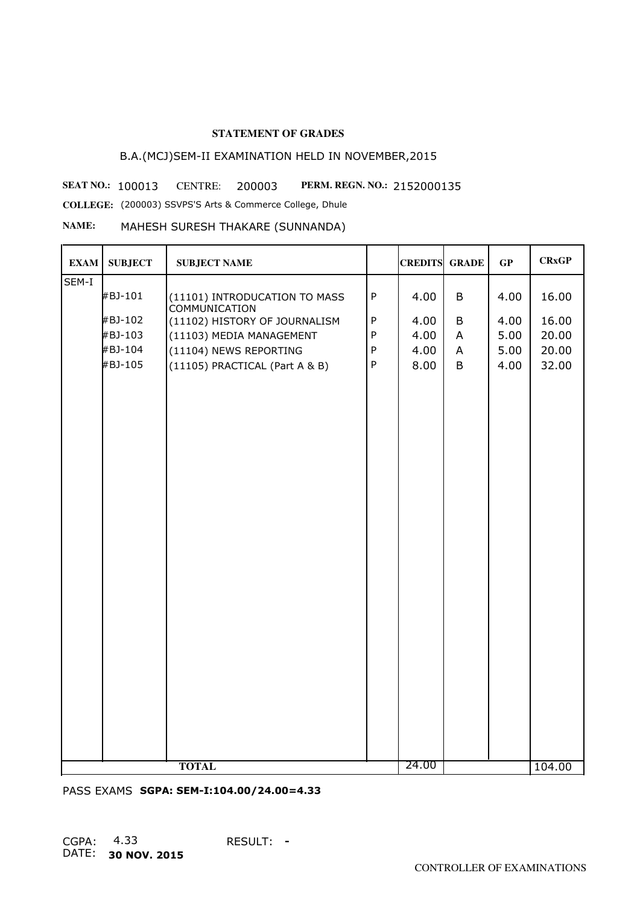**STATEMENT OF GRADES**

B.A.(MCJ)SEM-II EXAMINATION HELD IN NOVEMBER,2015

**SEAT NO.:** 100013 CENTRE: 200003 **PERM. REGN. NO.:** 2152000135

**COLLEGE:** (200003) SSVPS'S Arts & Commerce College, Dhule

**NAME:** MAHESH SURESH THAKARE (SUNNANDA)

| EXAM | SUBJECT | SUBJECT NAME | | CREDITS | GRADE | GP | CRxGP |
|---|---|---|---|---|---|---|---|
| SEM-I | | | | | | | |
| | #BJ-101 | (11101) INTRODUCATION TO MASS COMMUNICATION | P | 4.00 | B | 4.00 | 16.00 |
| | #BJ-102 | (11102) HISTORY OF JOURNALISM | P | 4.00 | B | 4.00 | 16.00 |
| | #BJ-103 | (11103) MEDIA MANAGEMENT | P | 4.00 | A | 5.00 | 20.00 |
| | #BJ-104 | (11104) NEWS REPORTING | P | 4.00 | A | 5.00 | 20.00 |
| | #BJ-105 | (11105) PRACTICAL (Part A & B) | P | 8.00 | B | 4.00 | 32.00 |
| | | **TOTAL** | | 24.00 | | | 104.00 |

PASS EXAMS **SGPA: SEM-I:104.00/24.00=4.33**

CGPA: 4.33 RESULT: **-**

DATE: **30 NOV. 2015**

CONTROLLER OF EXAMINATIONS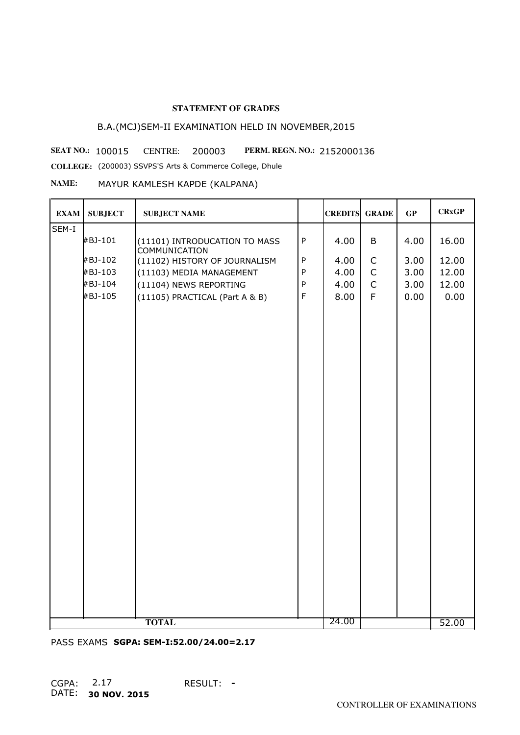**STATEMENT OF GRADES**

B.A.(MCJ)SEM-II EXAMINATION HELD IN NOVEMBER,2015

**SEAT NO.:** 100015 CENTRE: 200003 **PERM. REGN. NO.:** 2152000136

**COLLEGE:** (200003) SSVPS'S Arts & Commerce College, Dhule

**NAME:** MAYUR KAMLESH KAPDE (KALPANA)

| EXAM | SUBJECT | SUBJECT NAME | | CREDITS | GRADE | GP | CRxGP |
|---|---|---|---|---|---|---|---|
| SEM-I | | | | | | | |
| | #BJ-101 | (11101) INTRODUCATION TO MASS COMMUNICATION | P | 4.00 | B | 4.00 | 16.00 |
| | #BJ-102 | (11102) HISTORY OF JOURNALISM | P | 4.00 | C | 3.00 | 12.00 |
| | #BJ-103 | (11103) MEDIA MANAGEMENT | P | 4.00 | C | 3.00 | 12.00 |
| | #BJ-104 | (11104) NEWS REPORTING | P | 4.00 | C | 3.00 | 12.00 |
| | #BJ-105 | (11105) PRACTICAL (Part A & B) | F | 8.00 | F | 0.00 | 0.00 |
| | | **TOTAL** | | 24.00 | | | 52.00 |

PASS EXAMS **SGPA: SEM-I:52.00/24.00=2.17**

CGPA: 2.17 RESULT: **-**

DATE: **30 NOV. 2015**

CONTROLLER OF EXAMINATIONS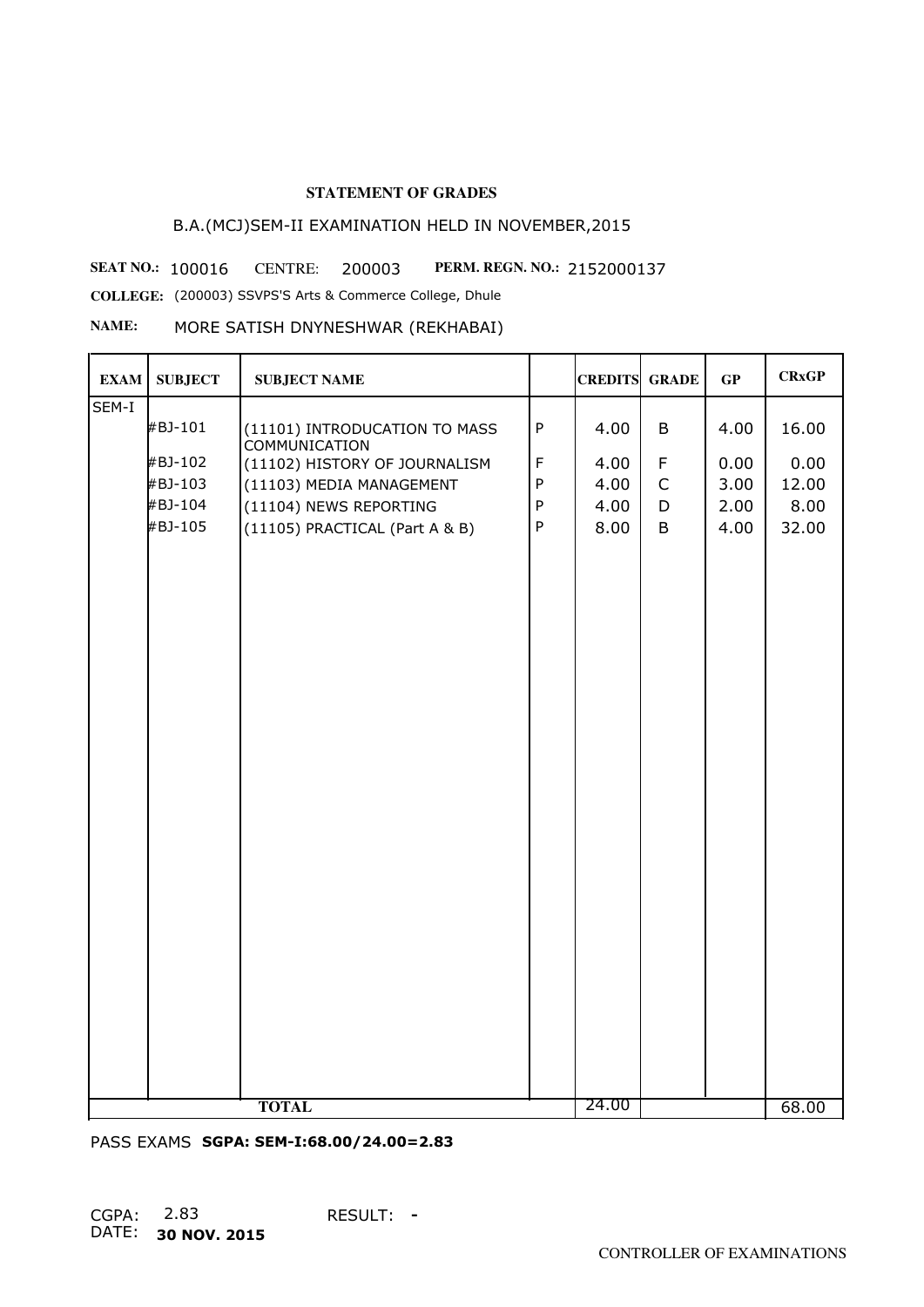**STATEMENT OF GRADES**

B.A.(MCJ)SEM-II EXAMINATION HELD IN NOVEMBER,2015

**SEAT NO.:** 100016 CENTRE: 200003 **PERM. REGN. NO.:** 2152000137

**COLLEGE:** (200003) SSVPS'S Arts & Commerce College, Dhule

**NAME:** MORE SATISH DNYNESHWAR (REKHABAI)

| EXAM | SUBJECT | SUBJECT NAME | | CREDITS | GRADE | GP | CRxGP |
|---|---|---|---|---|---|---|---|
| SEM-I | | | | | | | |
| | #BJ-101 | (11101) INTRODUCATION TO MASS COMMUNICATION | P | 4.00 | B | 4.00 | 16.00 |
| | #BJ-102 | (11102) HISTORY OF JOURNALISM | F | 4.00 | F | 0.00 | 0.00 |
| | #BJ-103 | (11103) MEDIA MANAGEMENT | P | 4.00 | C | 3.00 | 12.00 |
| | #BJ-104 | (11104) NEWS REPORTING | P | 4.00 | D | 2.00 | 8.00 |
| | #BJ-105 | (11105) PRACTICAL (Part A & B) | P | 8.00 | B | 4.00 | 32.00 |
| | | **TOTAL** | | 24.00 | | | 68.00 |

PASS EXAMS **SGPA: SEM-I:68.00/24.00=2.83**

CGPA: 2.83 RESULT: **-**

DATE: **30 NOV. 2015**

CONTROLLER OF EXAMINATIONS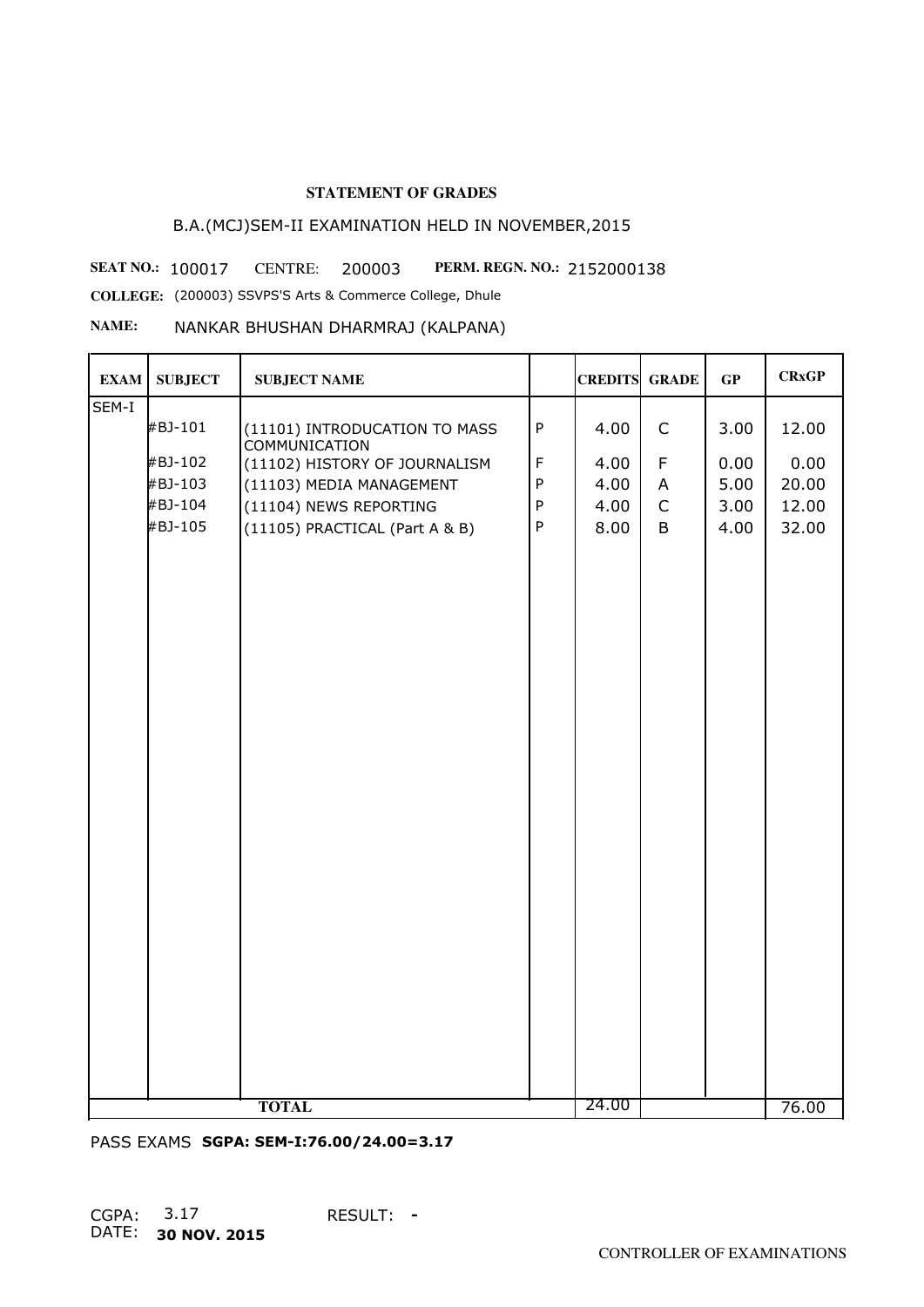**STATEMENT OF GRADES**

B.A.(MCJ)SEM-II EXAMINATION HELD IN NOVEMBER,2015

**SEAT NO.:** 100017 CENTRE: 200003 **PERM. REGN. NO.:** 2152000138

**COLLEGE:** (200003) SSVPS'S Arts & Commerce College, Dhule

**NAME:** NANKAR BHUSHAN DHARMRAJ (KALPANA)

| EXAM | SUBJECT | SUBJECT NAME | | CREDITS | GRADE | GP | CRxGP |
|---|---|---|---|---|---|---|---|
| SEM-I | | | | | | | |
| | #BJ-101 | (11101) INTRODUCATION TO MASS COMMUNICATION | P | 4.00 | C | 3.00 | 12.00 |
| | #BJ-102 | (11102) HISTORY OF JOURNALISM | F | 4.00 | F | 0.00 | 0.00 |
| | #BJ-103 | (11103) MEDIA MANAGEMENT | P | 4.00 | A | 5.00 | 20.00 |
| | #BJ-104 | (11104) NEWS REPORTING | P | 4.00 | C | 3.00 | 12.00 |
| | #BJ-105 | (11105) PRACTICAL (Part A & B) | P | 8.00 | B | 4.00 | 32.00 |
| | | **TOTAL** | | 24.00 | | | 76.00 |

PASS EXAMS **SGPA: SEM-I:76.00/24.00=3.17**

CGPA: 3.17 RESULT: -

DATE: **30 NOV. 2015**

CONTROLLER OF EXAMINATIONS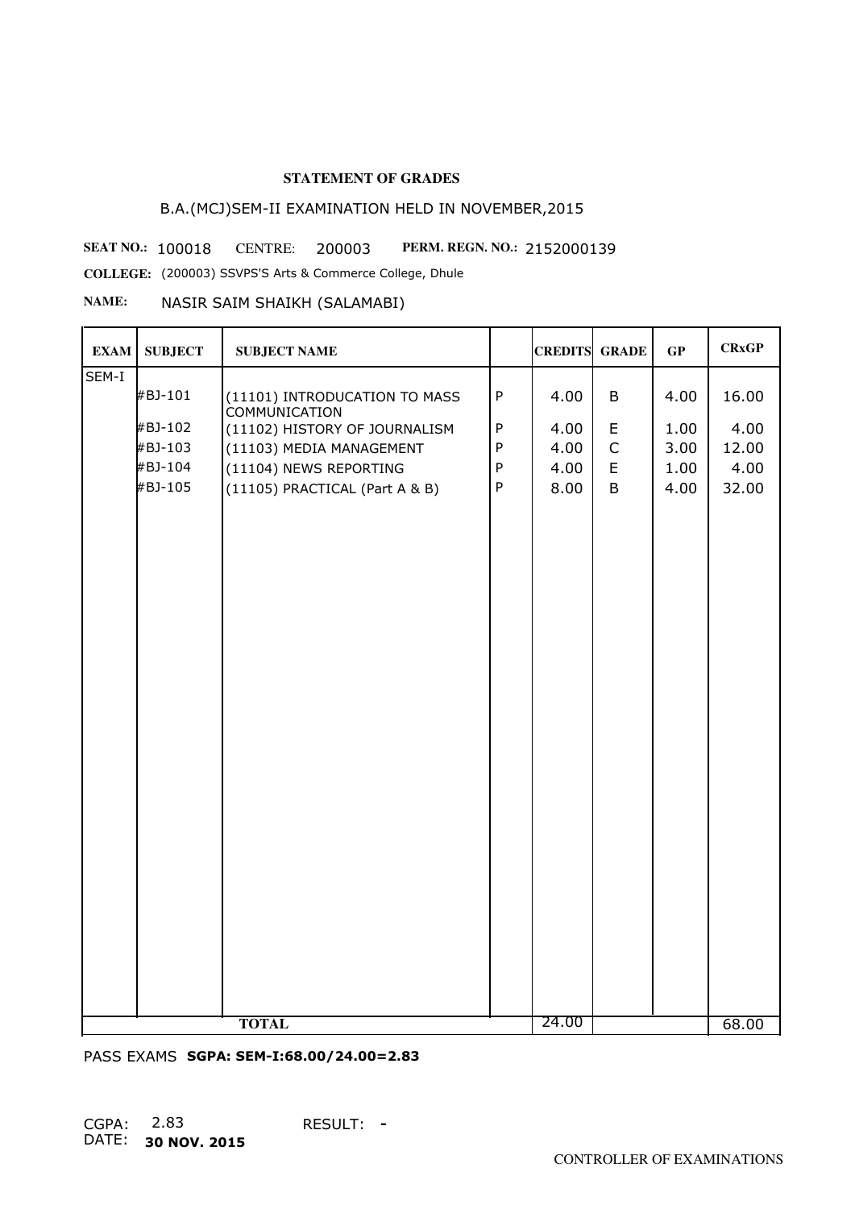**STATEMENT OF GRADES**

B.A.(MCJ)SEM-II EXAMINATION HELD IN NOVEMBER,2015

**SEAT NO.:** 100018 CENTRE: 200003 **PERM. REGN. NO.:** 2152000139

**COLLEGE:** (200003) SSVPS'S Arts & Commerce College, Dhule

**NAME:** NASIR SAIM SHAIKH (SALAMABI)

| EXAM | SUBJECT | SUBJECT NAME | | CREDITS | GRADE | GP | CRxGP |
|---|---|---|---|---|---|---|---|
| SEM-I | | | | | | | |
| | #BJ-101 | (11101) INTRODUCATION TO MASS COMMUNICATION | P | 4.00 | B | 4.00 | 16.00 |
| | #BJ-102 | (11102) HISTORY OF JOURNALISM | P | 4.00 | E | 1.00 | 4.00 |
| | #BJ-103 | (11103) MEDIA MANAGEMENT | P | 4.00 | C | 3.00 | 12.00 |
| | #BJ-104 | (11104) NEWS REPORTING | P | 4.00 | E | 1.00 | 4.00 |
| | #BJ-105 | (11105) PRACTICAL (Part A & B) | P | 8.00 | B | 4.00 | 32.00 |
| | | **TOTAL** | | 24.00 | | | 68.00 |

PASS EXAMS **SGPA: SEM-I:68.00/24.00=2.83**

CGPA: 2.83 RESULT: **-**

DATE: **30 NOV. 2015**

CONTROLLER OF EXAMINATIONS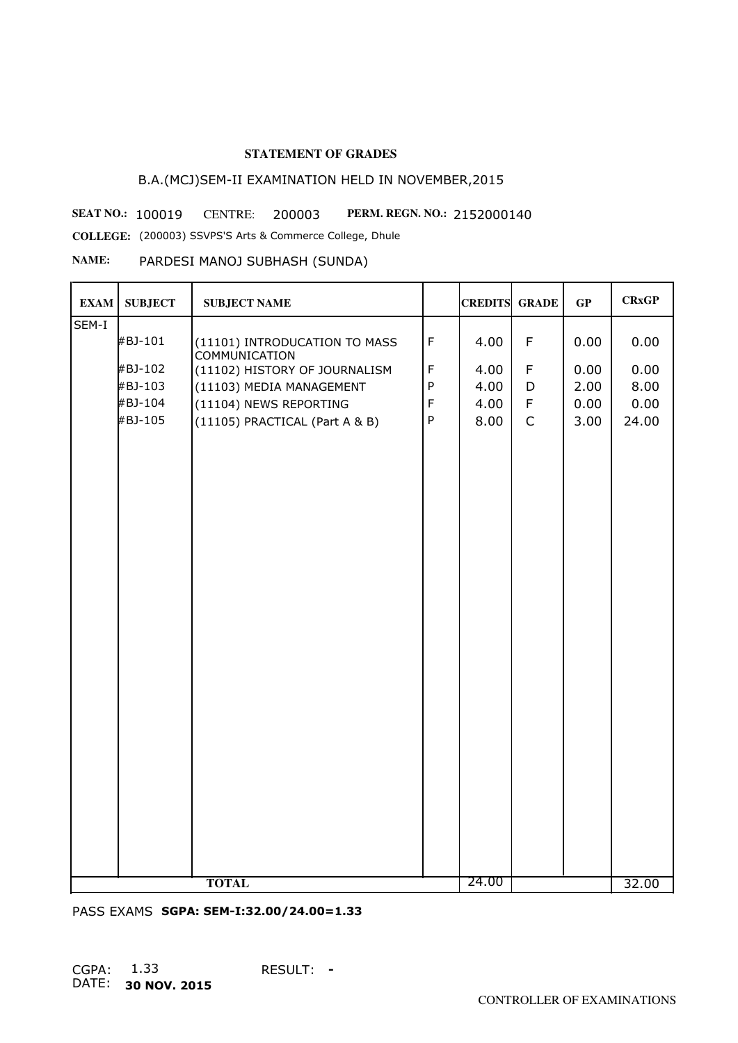# STATEMENT OF GRADES

B.A.(MCJ)SEM-II EXAMINATION HELD IN NOVEMBER,2015

**SEAT NO.:** 100019 CENTRE: 200003 **PERM. REGN. NO.:** 2152000140

**COLLEGE:** (200003) SSVPS'S Arts & Commerce College, Dhule

**NAME:** PARDESI MANOJ SUBHASH (SUNDA)

| EXAM | SUBJECT | SUBJECT NAME | | CREDITS | GRADE | GP | CRxGP |
|---|---|---|---|---|---|---|---|
| SEM-I | | | | | | | |
| | #BJ-101 | (11101) INTRODUCATION TO MASS COMMUNICATION | F | 4.00 | F | 0.00 | 0.00 |
| | #BJ-102 | (11102) HISTORY OF JOURNALISM | F | 4.00 | F | 0.00 | 0.00 |
| | #BJ-103 | (11103) MEDIA MANAGEMENT | P | 4.00 | D | 2.00 | 8.00 |
| | #BJ-104 | (11104) NEWS REPORTING | F | 4.00 | F | 0.00 | 0.00 |
| | #BJ-105 | (11105) PRACTICAL (Part A & B) | P | 8.00 | C | 3.00 | 24.00 |
| | | **TOTAL** | | 24.00 | | | 32.00 |

PASS EXAMS **SGPA: SEM-I:32.00/24.00=1.33**

CGPA: 1.33 RESULT: **-**

DATE: **30 NOV. 2015**

CONTROLLER OF EXAMINATIONS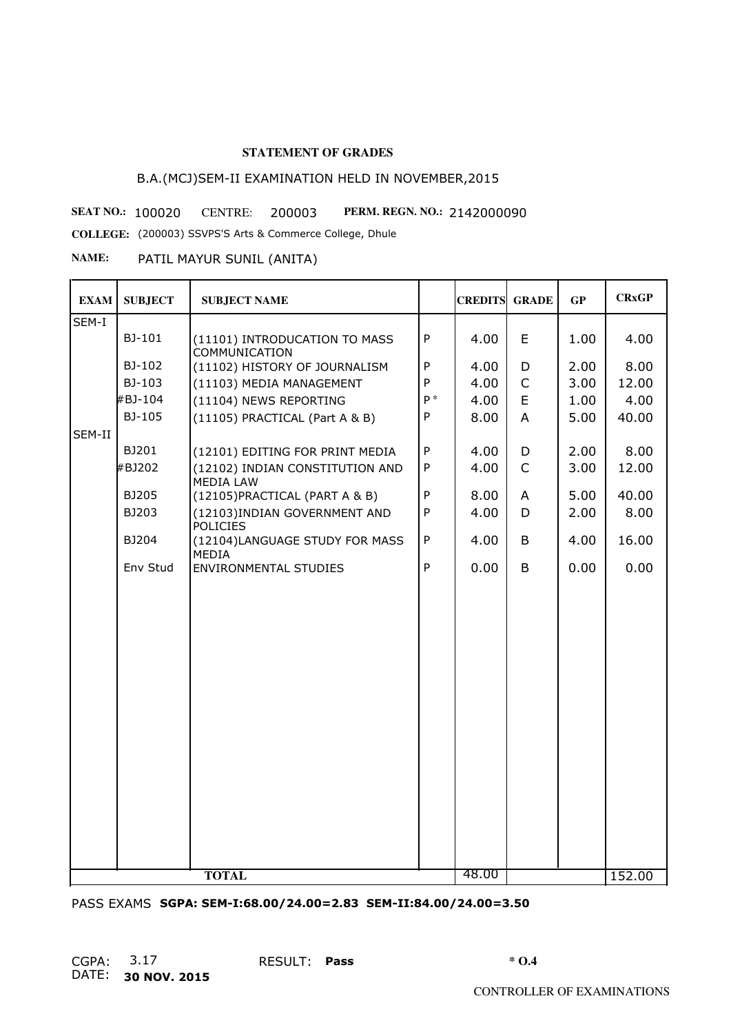**STATEMENT OF GRADES**

B.A.(MCJ)SEM-II EXAMINATION HELD IN NOVEMBER,2015

**SEAT NO.:** 100020 CENTRE: 200003 **PERM. REGN. NO.:** 2142000090

**COLLEGE:** (200003) SSVPS'S Arts & Commerce College, Dhule

**NAME:** PATIL MAYUR SUNIL (ANITA)

| EXAM | SUBJECT | SUBJECT NAME | | CREDITS | GRADE | GP | CRxGP |
|---|---|---|---|---|---|---|---|
| SEM-I | | | | | | | |
| | BJ-101 | (11101) INTRODUCATION TO MASS COMMUNICATION | P | 4.00 | E | 1.00 | 4.00 |
| | BJ-102 | (11102) HISTORY OF JOURNALISM | P | 4.00 | D | 2.00 | 8.00 |
| | BJ-103 | (11103) MEDIA MANAGEMENT | P | 4.00 | C | 3.00 | 12.00 |
| | #BJ-104 | (11104) NEWS REPORTING | P* | 4.00 | E | 1.00 | 4.00 |
| | BJ-105 | (11105) PRACTICAL (Part A & B) | P | 8.00 | A | 5.00 | 40.00 |
| SEM-II | | | | | | | |
| | BJ201 | (12101) EDITING FOR PRINT MEDIA | P | 4.00 | D | 2.00 | 8.00 |
| | #BJ202 | (12102) INDIAN CONSTITUTION AND MEDIA LAW | P | 4.00 | C | 3.00 | 12.00 |
| | BJ205 | (12105)PRACTICAL (PART A & B) | P | 8.00 | A | 5.00 | 40.00 |
| | BJ203 | (12103)INDIAN GOVERNMENT AND POLICIES | P | 4.00 | D | 2.00 | 8.00 |
| | BJ204 | (12104)LANGUAGE STUDY FOR MASS MEDIA | P | 4.00 | B | 4.00 | 16.00 |
| | Env Stud | ENVIRONMENTAL STUDIES | P | 0.00 | B | 0.00 | 0.00 |
| | | **TOTAL** | | 48.00 | | | 152.00 |

PASS EXAMS **SGPA: SEM-I:68.00/24.00=2.83 SEM-II:84.00/24.00=3.50**

CGPA: 3.17 RESULT: **Pass** **\* O.4**

DATE: **30 NOV. 2015**

CONTROLLER OF EXAMINATIONS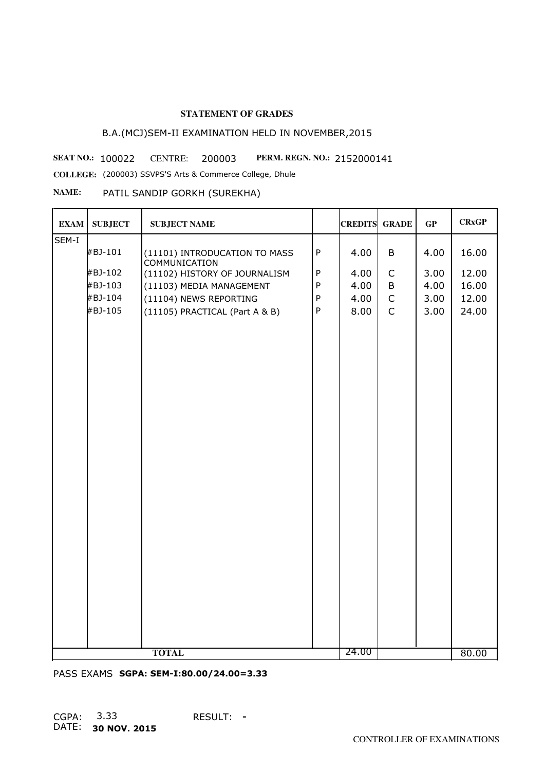## STATEMENT OF GRADES

B.A.(MCJ)SEM-II EXAMINATION HELD IN NOVEMBER,2015

**SEAT NO.:** 100022 CENTRE: 200003 **PERM. REGN. NO.:** 2152000141

**COLLEGE:** (200003) SSVPS'S Arts & Commerce College, Dhule

**NAME:** PATIL SANDIP GORKH (SUREKHA)

| EXAM | SUBJECT | SUBJECT NAME | | CREDITS | GRADE | GP | CRxGP |
|---|---|---|---|---|---|---|---|
| SEM-I | | | | | | | |
| | #BJ-101 | (11101) INTRODUCATION TO MASS COMMUNICATION | P | 4.00 | B | 4.00 | 16.00 |
| | #BJ-102 | (11102) HISTORY OF JOURNALISM | P | 4.00 | C | 3.00 | 12.00 |
| | #BJ-103 | (11103) MEDIA MANAGEMENT | P | 4.00 | B | 4.00 | 16.00 |
| | #BJ-104 | (11104) NEWS REPORTING | P | 4.00 | C | 3.00 | 12.00 |
| | #BJ-105 | (11105) PRACTICAL (Part A & B) | P | 8.00 | C | 3.00 | 24.00 |
| | | **TOTAL** | | 24.00 | | | 80.00 |

PASS EXAMS **SGPA: SEM-I:80.00/24.00=3.33**

CGPA: 3.33 RESULT: **-**

DATE: **30 NOV. 2015**

CONTROLLER OF EXAMINATIONS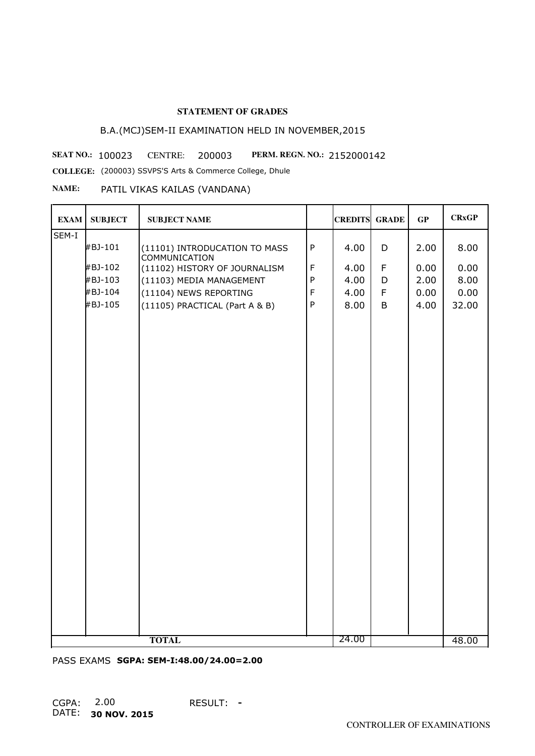**STATEMENT OF GRADES**

B.A.(MCJ)SEM-II EXAMINATION HELD IN NOVEMBER,2015

**SEAT NO.:** 100023 CENTRE: 200003 **PERM. REGN. NO.:** 2152000142

**COLLEGE:** (200003) SSVPS'S Arts & Commerce College, Dhule

**NAME:** PATIL VIKAS KAILAS (VANDANA)

| EXAM | SUBJECT | SUBJECT NAME | | CREDITS | GRADE | GP | CRxGP |
|---|---|---|---|---|---|---|---|
| SEM-I | | | | | | | |
| | #BJ-101 | (11101) INTRODUCATION TO MASS COMMUNICATION | P | 4.00 | D | 2.00 | 8.00 |
| | #BJ-102 | (11102) HISTORY OF JOURNALISM | F | 4.00 | F | 0.00 | 0.00 |
| | #BJ-103 | (11103) MEDIA MANAGEMENT | P | 4.00 | D | 2.00 | 8.00 |
| | #BJ-104 | (11104) NEWS REPORTING | F | 4.00 | F | 0.00 | 0.00 |
| | #BJ-105 | (11105) PRACTICAL (Part A & B) | P | 8.00 | B | 4.00 | 32.00 |
| | | **TOTAL** | | 24.00 | | | 48.00 |

PASS EXAMS **SGPA: SEM-I:48.00/24.00=2.00**

CGPA: 2.00 RESULT: -

DATE: **30 NOV. 2015**

CONTROLLER OF EXAMINATIONS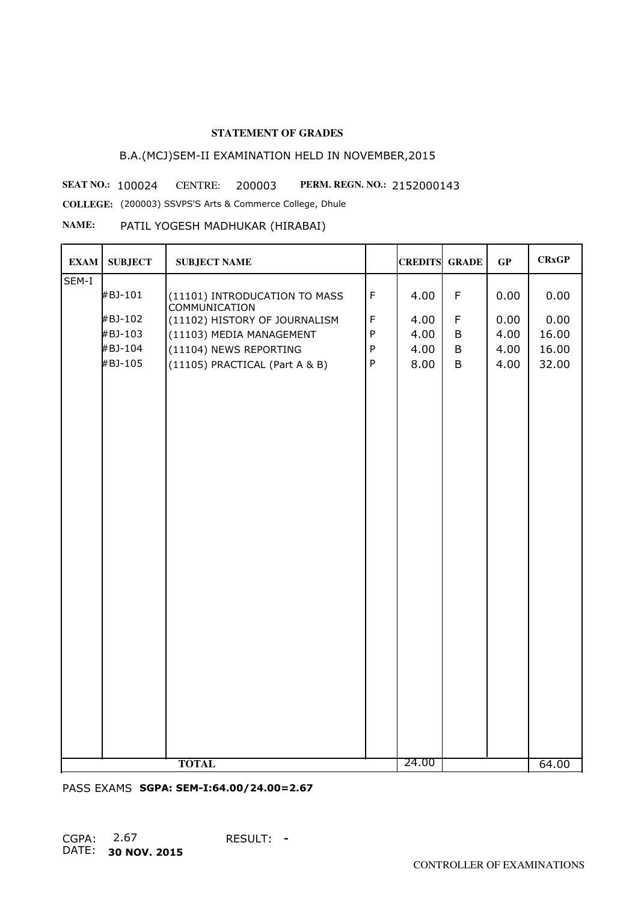**STATEMENT OF GRADES**

B.A.(MCJ)SEM-II EXAMINATION HELD IN NOVEMBER,2015

**SEAT NO.:** 100024 CENTRE: 200003 **PERM. REGN. NO.:** 2152000143

**COLLEGE:** (200003) SSVPS'S Arts & Commerce College, Dhule

**NAME:** PATIL YOGESH MADHUKAR (HIRABAI)

| EXAM | SUBJECT | SUBJECT NAME | | CREDITS | GRADE | GP | CRxGP |
|---|---|---|---|---|---|---|---|
| SEM-I | | | | | | | |
| | #BJ-101 | (11101) INTRODUCATION TO MASS COMMUNICATION | F | 4.00 | F | 0.00 | 0.00 |
| | #BJ-102 | (11102) HISTORY OF JOURNALISM | F | 4.00 | F | 0.00 | 0.00 |
| | #BJ-103 | (11103) MEDIA MANAGEMENT | P | 4.00 | B | 4.00 | 16.00 |
| | #BJ-104 | (11104) NEWS REPORTING | P | 4.00 | B | 4.00 | 16.00 |
| | #BJ-105 | (11105) PRACTICAL (Part A & B) | P | 8.00 | B | 4.00 | 32.00 |
| | | **TOTAL** | | 24.00 | | | 64.00 |

PASS EXAMS **SGPA: SEM-I:64.00/24.00=2.67**

CGPA: 2.67 RESULT: **-**

DATE: **30 NOV. 2015**

CONTROLLER OF EXAMINATIONS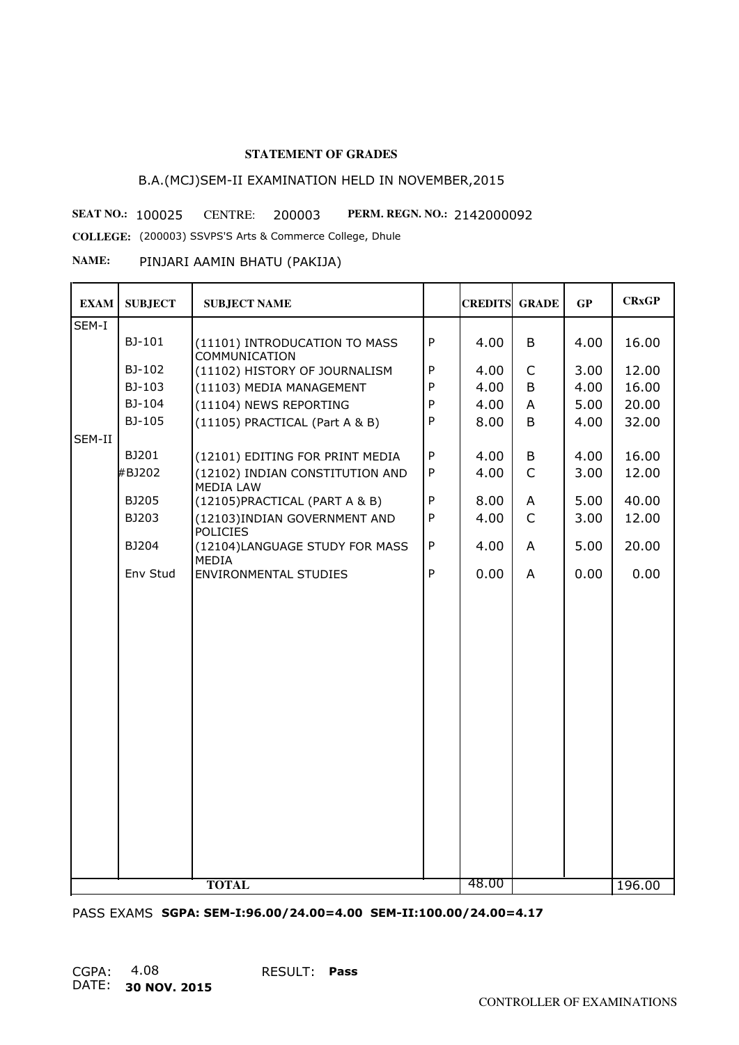**STATEMENT OF GRADES**

B.A.(MCJ)SEM-II EXAMINATION HELD IN NOVEMBER,2015

**SEAT NO.:** 100025 CENTRE: 200003 **PERM. REGN. NO.:** 2142000092

**COLLEGE:** (200003) SSVPS'S Arts & Commerce College, Dhule

**NAME:** PINJARI AAMIN BHATU (PAKIJA)

| EXAM | SUBJECT | SUBJECT NAME | | CREDITS | GRADE | GP | CRxGP |
|---|---|---|---|---|---|---|---|
| SEM-I | | | | | | | |
| | BJ-101 | (11101) INTRODUCATION TO MASS COMMUNICATION | P | 4.00 | B | 4.00 | 16.00 |
| | BJ-102 | (11102) HISTORY OF JOURNALISM | P | 4.00 | C | 3.00 | 12.00 |
| | BJ-103 | (11103) MEDIA MANAGEMENT | P | 4.00 | B | 4.00 | 16.00 |
| | BJ-104 | (11104) NEWS REPORTING | P | 4.00 | A | 5.00 | 20.00 |
| | BJ-105 | (11105) PRACTICAL (Part A & B) | P | 8.00 | B | 4.00 | 32.00 |
| SEM-II | | | | | | | |
| | BJ201 | (12101) EDITING FOR PRINT MEDIA | P | 4.00 | B | 4.00 | 16.00 |
| | #BJ202 | (12102) INDIAN CONSTITUTION AND MEDIA LAW | P | 4.00 | C | 3.00 | 12.00 |
| | BJ205 | (12105)PRACTICAL (PART A & B) | P | 8.00 | A | 5.00 | 40.00 |
| | BJ203 | (12103)INDIAN GOVERNMENT AND POLICIES | P | 4.00 | C | 3.00 | 12.00 |
| | BJ204 | (12104)LANGUAGE STUDY FOR MASS MEDIA | P | 4.00 | A | 5.00 | 20.00 |
| | Env Stud | ENVIRONMENTAL STUDIES | P | 0.00 | A | 0.00 | 0.00 |
| | | **TOTAL** | | 48.00 | | | 196.00 |

PASS EXAMS **SGPA: SEM-I:96.00/24.00=4.00 SEM-II:100.00/24.00=4.17**

CGPA: 4.08 RESULT: **Pass**

DATE: **30 NOV. 2015**

CONTROLLER OF EXAMINATIONS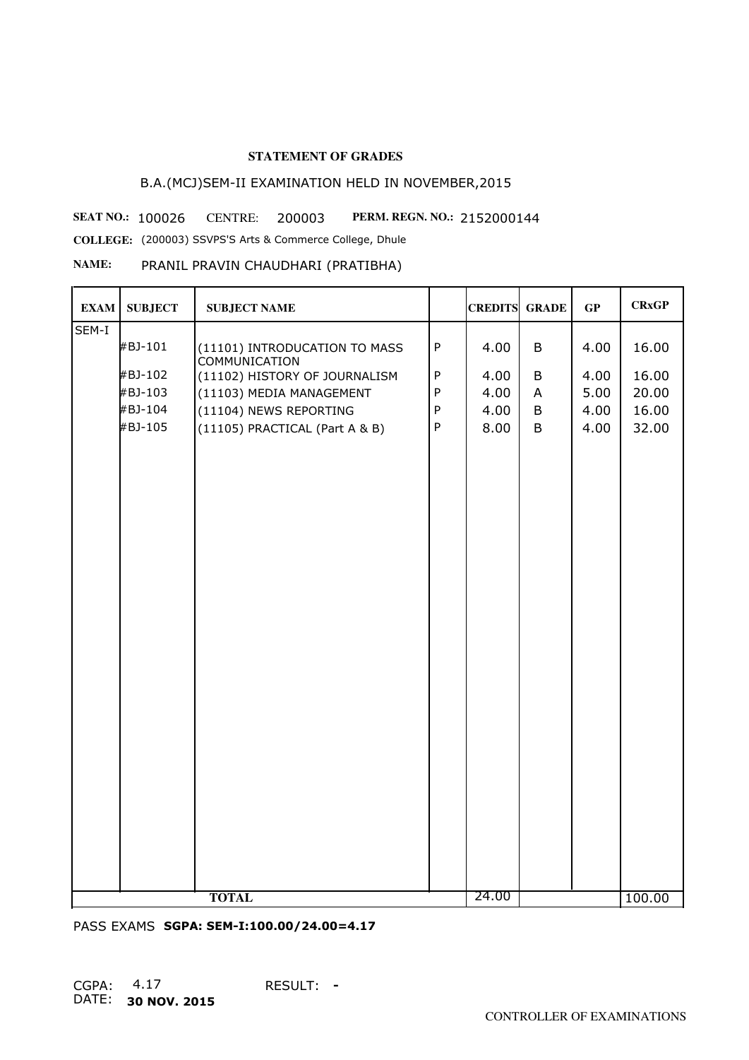**STATEMENT OF GRADES**

B.A.(MCJ)SEM-II EXAMINATION HELD IN NOVEMBER,2015

**SEAT NO.:** 100026 CENTRE: 200003 **PERM. REGN. NO.:** 2152000144

**COLLEGE:** (200003) SSVPS'S Arts & Commerce College, Dhule

**NAME:** PRANIL PRAVIN CHAUDHARI (PRATIBHA)

| EXAM | SUBJECT | SUBJECT NAME | | CREDITS | GRADE | GP | CRxGP |
|---|---|---|---|---|---|---|---|
| SEM-I | | | | | | | |
| | #BJ-101 | (11101) INTRODUCATION TO MASS COMMUNICATION | P | 4.00 | B | 4.00 | 16.00 |
| | #BJ-102 | (11102) HISTORY OF JOURNALISM | P | 4.00 | B | 4.00 | 16.00 |
| | #BJ-103 | (11103) MEDIA MANAGEMENT | P | 4.00 | A | 5.00 | 20.00 |
| | #BJ-104 | (11104) NEWS REPORTING | P | 4.00 | B | 4.00 | 16.00 |
| | #BJ-105 | (11105) PRACTICAL (Part A & B) | P | 8.00 | B | 4.00 | 32.00 |
| | | **TOTAL** | | 24.00 | | | 100.00 |

PASS EXAMS **SGPA: SEM-I:100.00/24.00=4.17**

CGPA: 4.17 RESULT: -

DATE: **30 NOV. 2015**

CONTROLLER OF EXAMINATIONS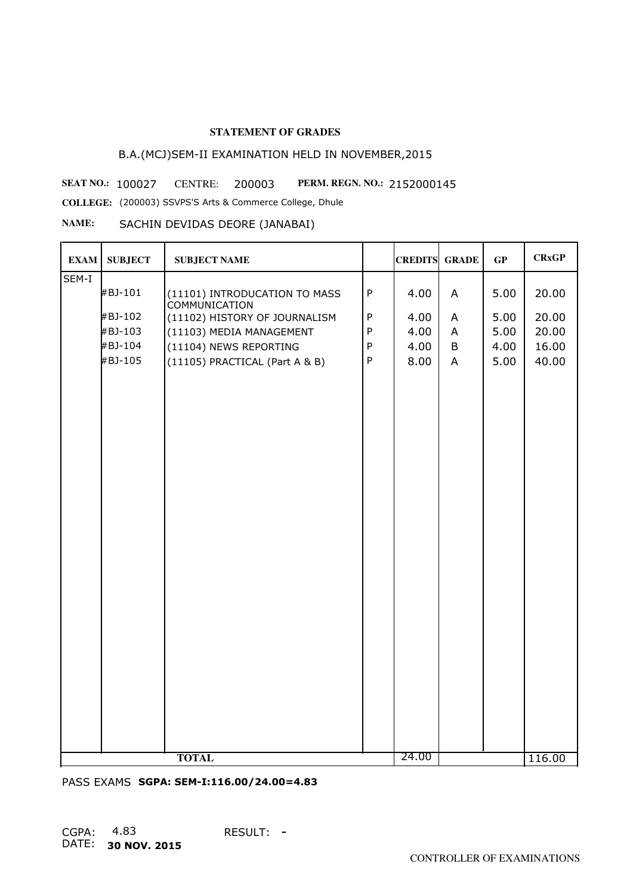**STATEMENT OF GRADES**

B.A.(MCJ)SEM-II EXAMINATION HELD IN NOVEMBER,2015

**SEAT NO.:** 100027 CENTRE: 200003 **PERM. REGN. NO.:** 2152000145

**COLLEGE:** (200003) SSVPS'S Arts & Commerce College, Dhule

**NAME:** SACHIN DEVIDAS DEORE (JANABAI)

| EXAM | SUBJECT | SUBJECT NAME | | CREDITS | GRADE | GP | CRxGP |
|---|---|---|---|---|---|---|---|
| SEM-I | | | | | | | |
| | #BJ-101 | (11101) INTRODUCATION TO MASS COMMUNICATION | P | 4.00 | A | 5.00 | 20.00 |
| | #BJ-102 | (11102) HISTORY OF JOURNALISM | P | 4.00 | A | 5.00 | 20.00 |
| | #BJ-103 | (11103) MEDIA MANAGEMENT | P | 4.00 | A | 5.00 | 20.00 |
| | #BJ-104 | (11104) NEWS REPORTING | P | 4.00 | B | 4.00 | 16.00 |
| | #BJ-105 | (11105) PRACTICAL (Part A & B) | P | 8.00 | A | 5.00 | 40.00 |
| | | **TOTAL** | | 24.00 | | | 116.00 |

PASS EXAMS **SGPA: SEM-I:116.00/24.00=4.83**

CGPA: 4.83 RESULT: **-**

DATE: **30 NOV. 2015**

CONTROLLER OF EXAMINATIONS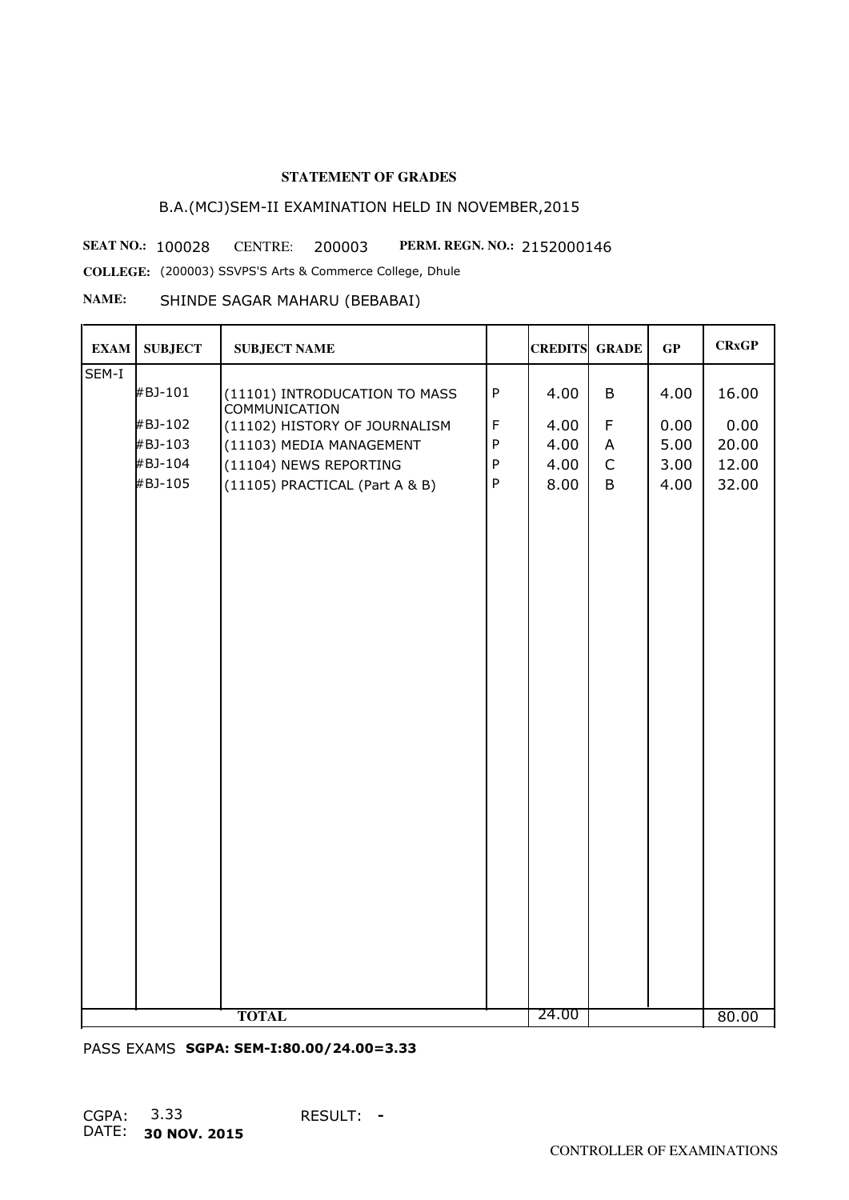**STATEMENT OF GRADES**

B.A.(MCJ)SEM-II EXAMINATION HELD IN NOVEMBER,2015

**SEAT NO.:** 100028 CENTRE: 200003 **PERM. REGN. NO.:** 2152000146

**COLLEGE:** (200003) SSVPS'S Arts & Commerce College, Dhule

**NAME:** SHINDE SAGAR MAHARU (BEBABAI)

| EXAM | SUBJECT | SUBJECT NAME | | CREDITS | GRADE | GP | CRxGP |
|---|---|---|---|---|---|---|---|
| SEM-I | | | | | | | |
| | #BJ-101 | (11101) INTRODUCATION TO MASS COMMUNICATION | P | 4.00 | B | 4.00 | 16.00 |
| | #BJ-102 | (11102) HISTORY OF JOURNALISM | F | 4.00 | F | 0.00 | 0.00 |
| | #BJ-103 | (11103) MEDIA MANAGEMENT | P | 4.00 | A | 5.00 | 20.00 |
| | #BJ-104 | (11104) NEWS REPORTING | P | 4.00 | C | 3.00 | 12.00 |
| | #BJ-105 | (11105) PRACTICAL (Part A & B) | P | 8.00 | B | 4.00 | 32.00 |
| | | **TOTAL** | | 24.00 | | | 80.00 |

PASS EXAMS **SGPA: SEM-I:80.00/24.00=3.33**

CGPA: 3.33 RESULT: **-**

DATE: **30 NOV. 2015**

CONTROLLER OF EXAMINATIONS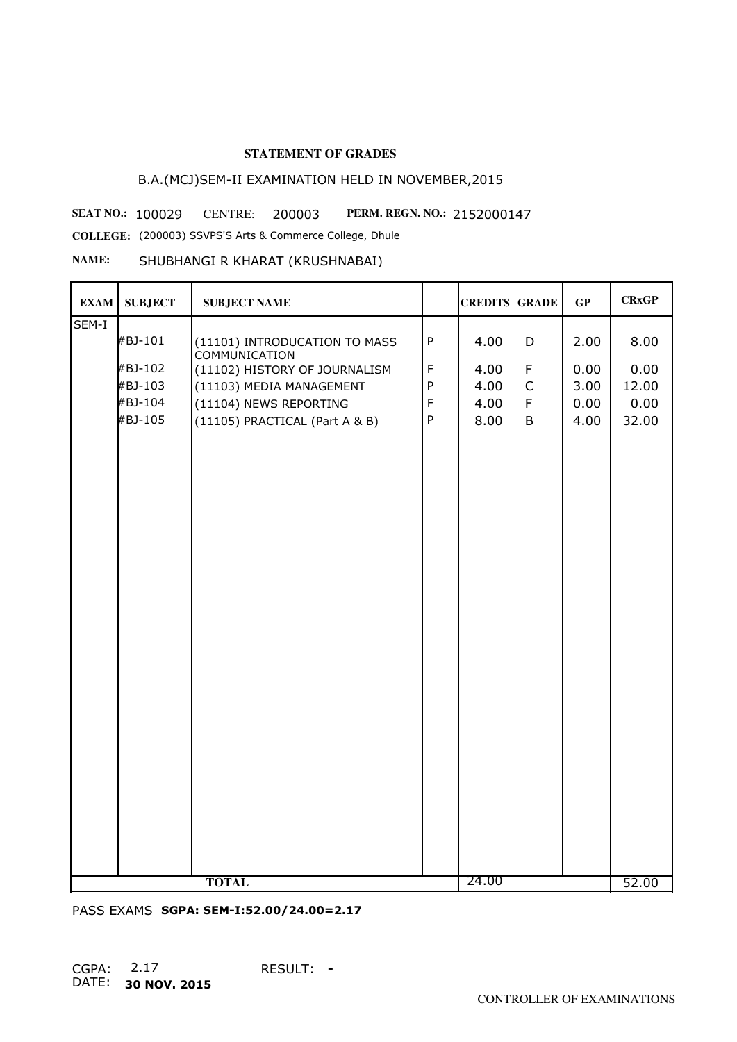**STATEMENT OF GRADES**

B.A.(MCJ)SEM-II EXAMINATION HELD IN NOVEMBER,2015

**SEAT NO.:** 100029 CENTRE: 200003 **PERM. REGN. NO.:** 2152000147

**COLLEGE:** (200003) SSVPS'S Arts & Commerce College, Dhule

**NAME:** SHUBHANGI R KHARAT (KRUSHNABAI)

| EXAM | SUBJECT | SUBJECT NAME | | CREDITS | GRADE | GP | CRxGP |
|---|---|---|---|---|---|---|---|
| SEM-I | | | | | | | |
| | #BJ-101 | (11101) INTRODUCATION TO MASS COMMUNICATION | P | 4.00 | D | 2.00 | 8.00 |
| | #BJ-102 | (11102) HISTORY OF JOURNALISM | F | 4.00 | F | 0.00 | 0.00 |
| | #BJ-103 | (11103) MEDIA MANAGEMENT | P | 4.00 | C | 3.00 | 12.00 |
| | #BJ-104 | (11104) NEWS REPORTING | F | 4.00 | F | 0.00 | 0.00 |
| | #BJ-105 | (11105) PRACTICAL (Part A & B) | P | 8.00 | B | 4.00 | 32.00 |
| | | **TOTAL** | | 24.00 | | | 52.00 |

PASS EXAMS **SGPA: SEM-I:52.00/24.00=2.17**

CGPA: 2.17 RESULT: **-**

DATE: **30 NOV. 2015**

CONTROLLER OF EXAMINATIONS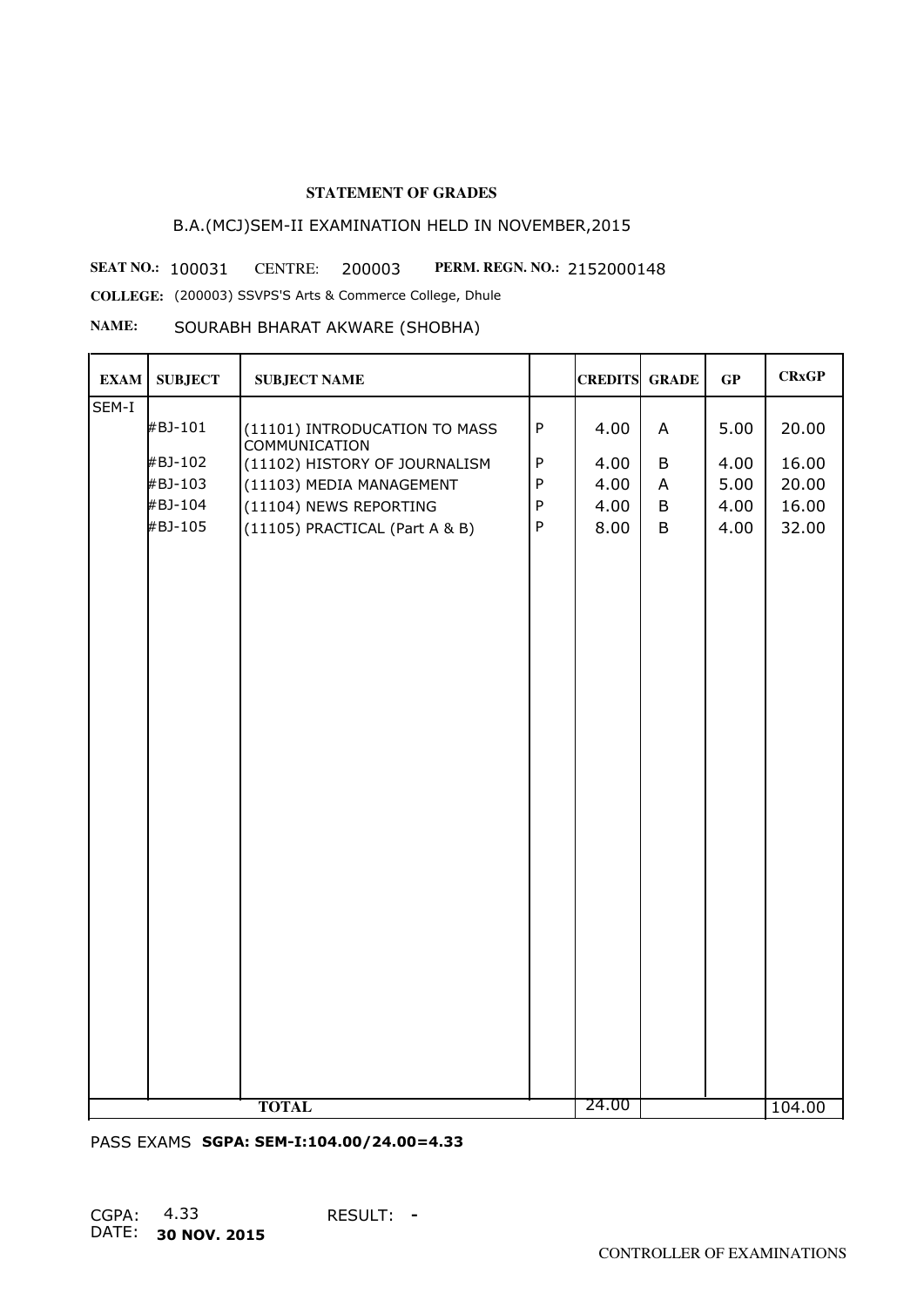**STATEMENT OF GRADES**

B.A.(MCJ)SEM-II EXAMINATION HELD IN NOVEMBER,2015

**SEAT NO.:** 100031 CENTRE: 200003 **PERM. REGN. NO.:** 2152000148

**COLLEGE:** (200003) SSVPS'S Arts & Commerce College, Dhule

**NAME:** SOURABH BHARAT AKWARE (SHOBHA)

| EXAM | SUBJECT | SUBJECT NAME | | CREDITS | GRADE | GP | CRxGP |
|---|---|---|---|---|---|---|---|
| SEM-I | | | | | | | |
| | #BJ-101 | (11101) INTRODUCATION TO MASS COMMUNICATION | P | 4.00 | A | 5.00 | 20.00 |
| | #BJ-102 | (11102) HISTORY OF JOURNALISM | P | 4.00 | B | 4.00 | 16.00 |
| | #BJ-103 | (11103) MEDIA MANAGEMENT | P | 4.00 | A | 5.00 | 20.00 |
| | #BJ-104 | (11104) NEWS REPORTING | P | 4.00 | B | 4.00 | 16.00 |
| | #BJ-105 | (11105) PRACTICAL (Part A & B) | P | 8.00 | B | 4.00 | 32.00 |
| | | **TOTAL** | | 24.00 | | | 104.00 |

PASS EXAMS **SGPA: SEM-I:104.00/24.00=4.33**

CGPA: 4.33 RESULT: **-**

DATE: **30 NOV. 2015**

CONTROLLER OF EXAMINATIONS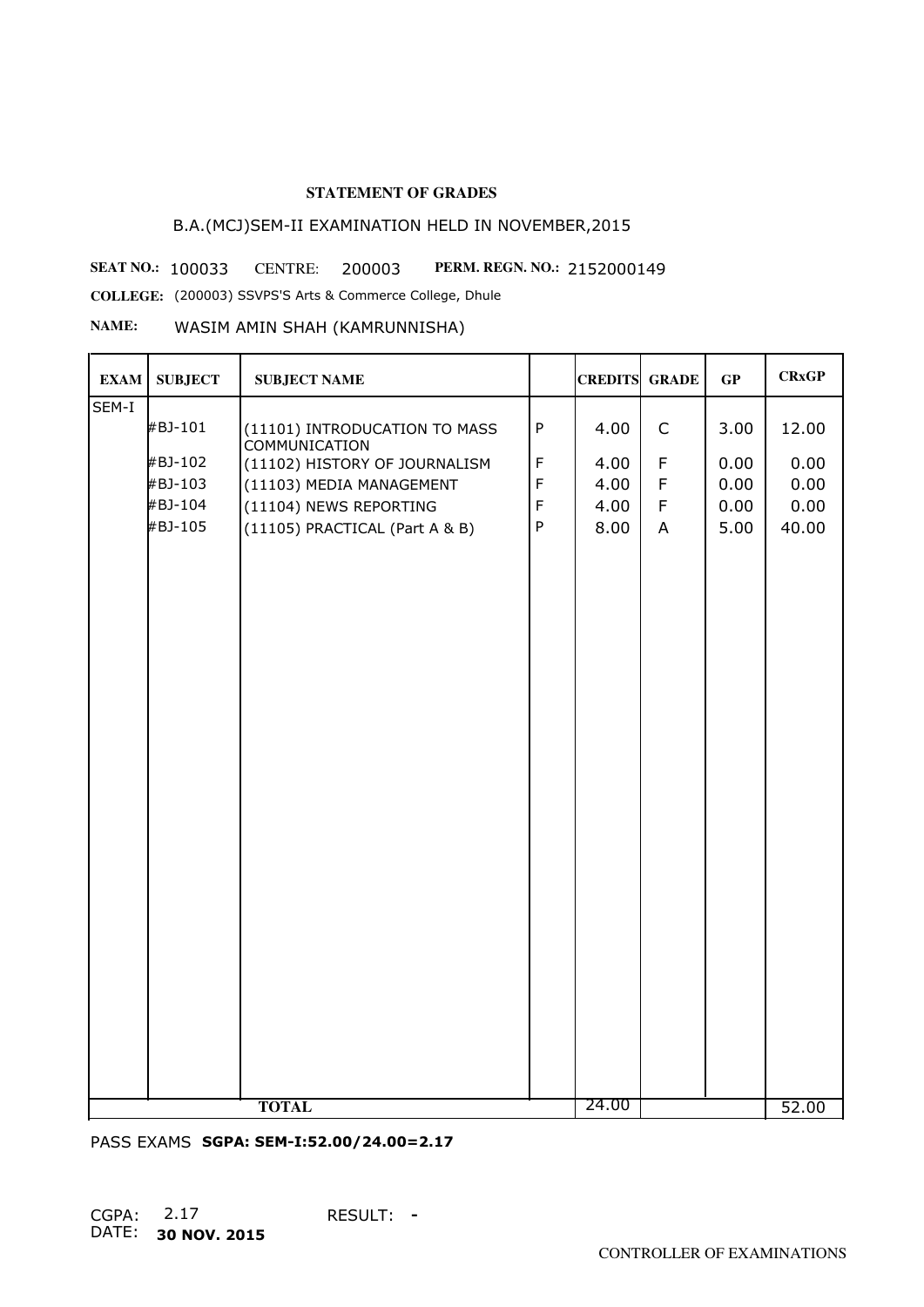**STATEMENT OF GRADES**

B.A.(MCJ)SEM-II EXAMINATION HELD IN NOVEMBER,2015

**SEAT NO.:** 100033 CENTRE: 200003 **PERM. REGN. NO.:** 2152000149

**COLLEGE:** (200003) SSVPS'S Arts & Commerce College, Dhule

**NAME:** WASIM AMIN SHAH (KAMRUNNISHA)

| EXAM | SUBJECT | SUBJECT NAME | | CREDITS | GRADE | GP | CRxGP |
|---|---|---|---|---|---|---|---|
| SEM-I | | | | | | | |
| | #BJ-101 | (11101) INTRODUCATION TO MASS COMMUNICATION | P | 4.00 | C | 3.00 | 12.00 |
| | #BJ-102 | (11102) HISTORY OF JOURNALISM | F | 4.00 | F | 0.00 | 0.00 |
| | #BJ-103 | (11103) MEDIA MANAGEMENT | F | 4.00 | F | 0.00 | 0.00 |
| | #BJ-104 | (11104) NEWS REPORTING | F | 4.00 | F | 0.00 | 0.00 |
| | #BJ-105 | (11105) PRACTICAL (Part A & B) | P | 8.00 | A | 5.00 | 40.00 |
| | | **TOTAL** | | 24.00 | | | 52.00 |

PASS EXAMS **SGPA: SEM-I:52.00/24.00=2.17**

CGPA: 2.17 RESULT: -

DATE: **30 NOV. 2015**

CONTROLLER OF EXAMINATIONS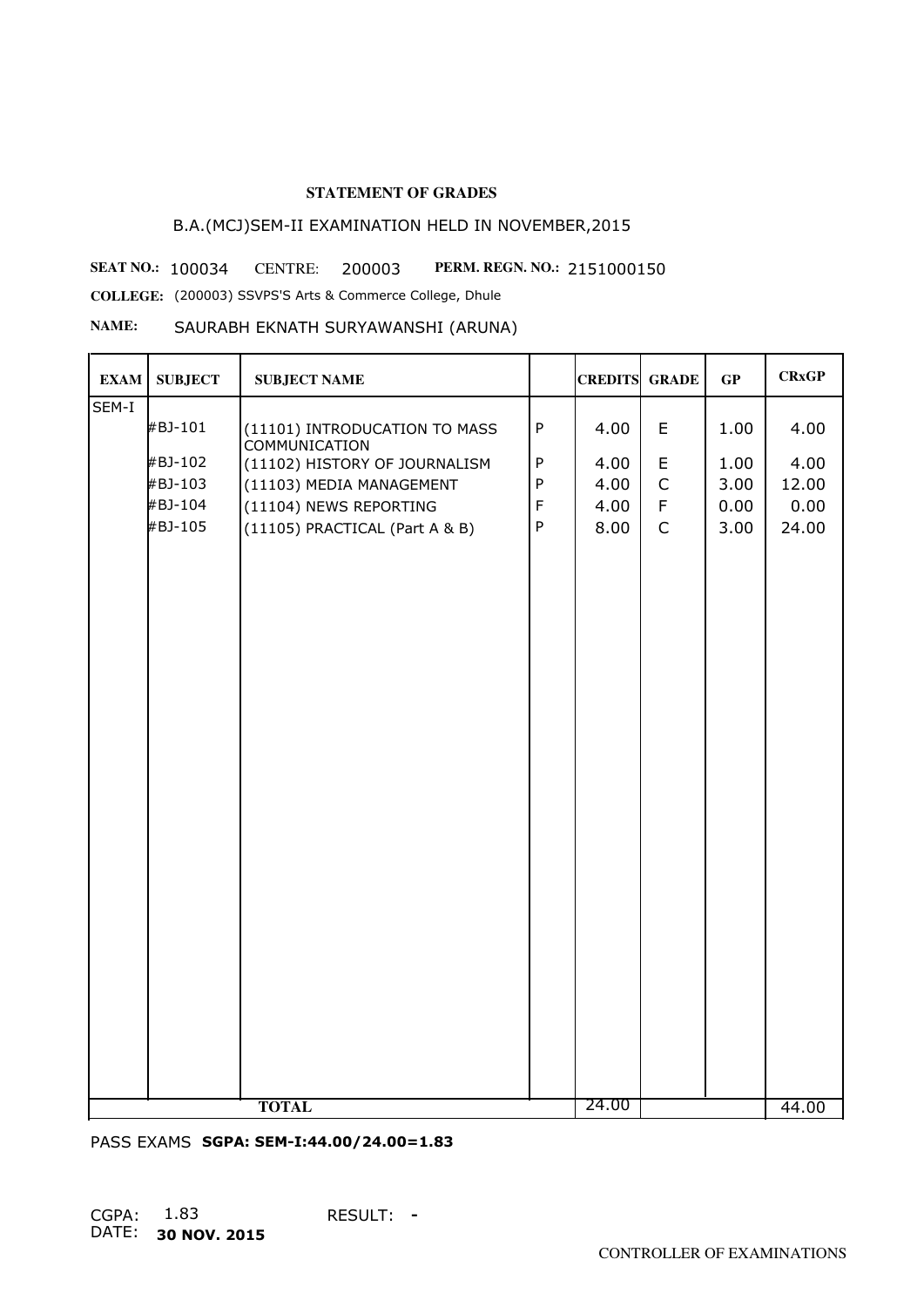**STATEMENT OF GRADES**

B.A.(MCJ)SEM-II EXAMINATION HELD IN NOVEMBER,2015

**SEAT NO.:** 100034 CENTRE: 200003 **PERM. REGN. NO.:** 2151000150

**COLLEGE:** (200003) SSVPS'S Arts & Commerce College, Dhule

**NAME:** SAURABH EKNATH SURYAWANSHI (ARUNA)

| EXAM | SUBJECT | SUBJECT NAME | | CREDITS | GRADE | GP | CRxGP |
|---|---|---|---|---|---|---|---|
| SEM-I | | | | | | | |
| | #BJ-101 | (11101) INTRODUCATION TO MASS COMMUNICATION | P | 4.00 | E | 1.00 | 4.00 |
| | #BJ-102 | (11102) HISTORY OF JOURNALISM | P | 4.00 | E | 1.00 | 4.00 |
| | #BJ-103 | (11103) MEDIA MANAGEMENT | P | 4.00 | C | 3.00 | 12.00 |
| | #BJ-104 | (11104) NEWS REPORTING | F | 4.00 | F | 0.00 | 0.00 |
| | #BJ-105 | (11105) PRACTICAL (Part A & B) | P | 8.00 | C | 3.00 | 24.00 |
| | | **TOTAL** | | 24.00 | | | 44.00 |

PASS EXAMS **SGPA: SEM-I:44.00/24.00=1.83**

CGPA: 1.83 RESULT: **-**

DATE: **30 NOV. 2015**

CONTROLLER OF EXAMINATIONS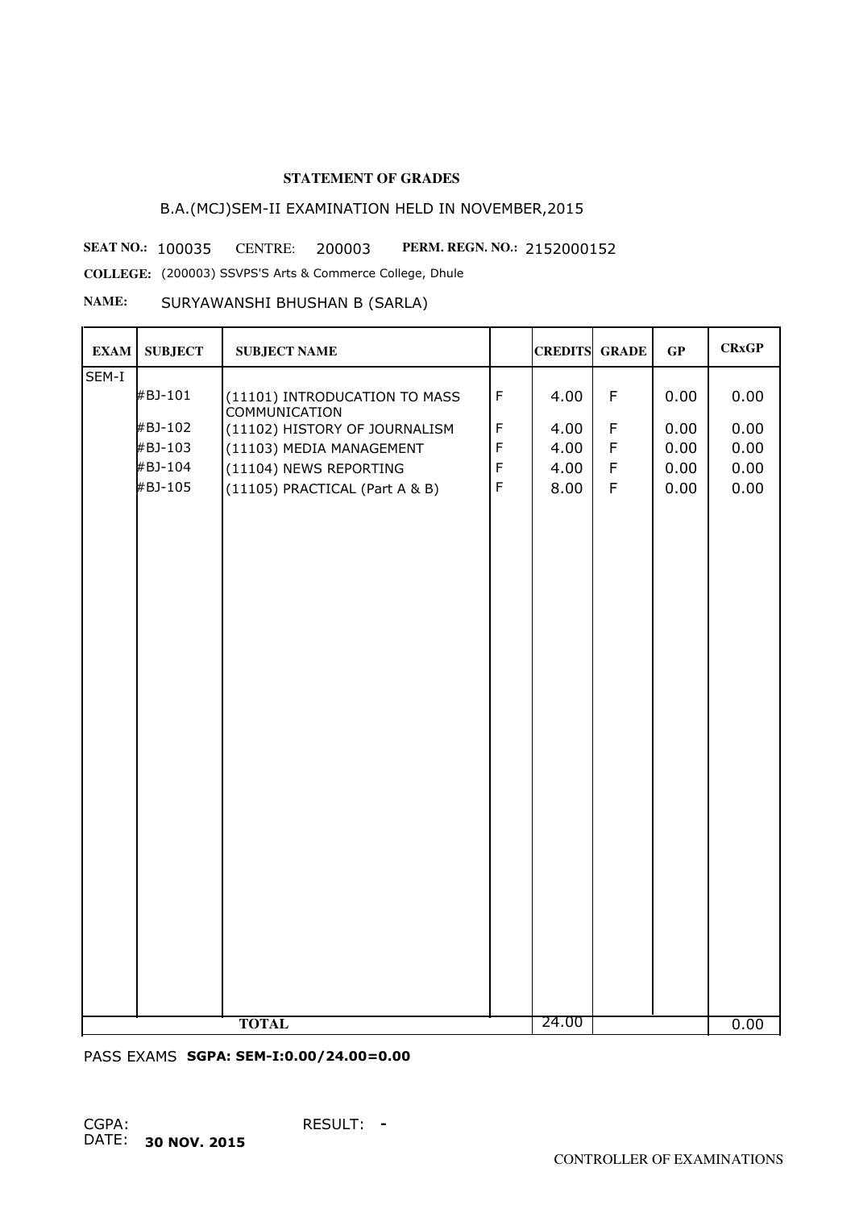**STATEMENT OF GRADES**

B.A.(MCJ)SEM-II EXAMINATION HELD IN NOVEMBER,2015

**SEAT NO.:** 100035 CENTRE: 200003 **PERM. REGN. NO.:** 2152000152

**COLLEGE:** (200003) SSVPS'S Arts & Commerce College, Dhule

**NAME:** SURYAWANSHI BHUSHAN B (SARLA)

| EXAM | SUBJECT | SUBJECT NAME | | CREDITS | GRADE | GP | CRxGP |
|---|---|---|---|---|---|---|---|
| SEM-I | | | | | | | |
| | #BJ-101 | (11101) INTRODUCATION TO MASS COMMUNICATION | F | 4.00 | F | 0.00 | 0.00 |
| | #BJ-102 | (11102) HISTORY OF JOURNALISM | F | 4.00 | F | 0.00 | 0.00 |
| | #BJ-103 | (11103) MEDIA MANAGEMENT | F | 4.00 | F | 0.00 | 0.00 |
| | #BJ-104 | (11104) NEWS REPORTING | F | 4.00 | F | 0.00 | 0.00 |
| | #BJ-105 | (11105) PRACTICAL (Part A & B) | F | 8.00 | F | 0.00 | 0.00 |
| | | **TOTAL** | | 24.00 | | | 0.00 |

PASS EXAMS **SGPA: SEM-I:0.00/24.00=0.00**

CGPA: RESULT: -

DATE: **30 NOV. 2015**

CONTROLLER OF EXAMINATIONS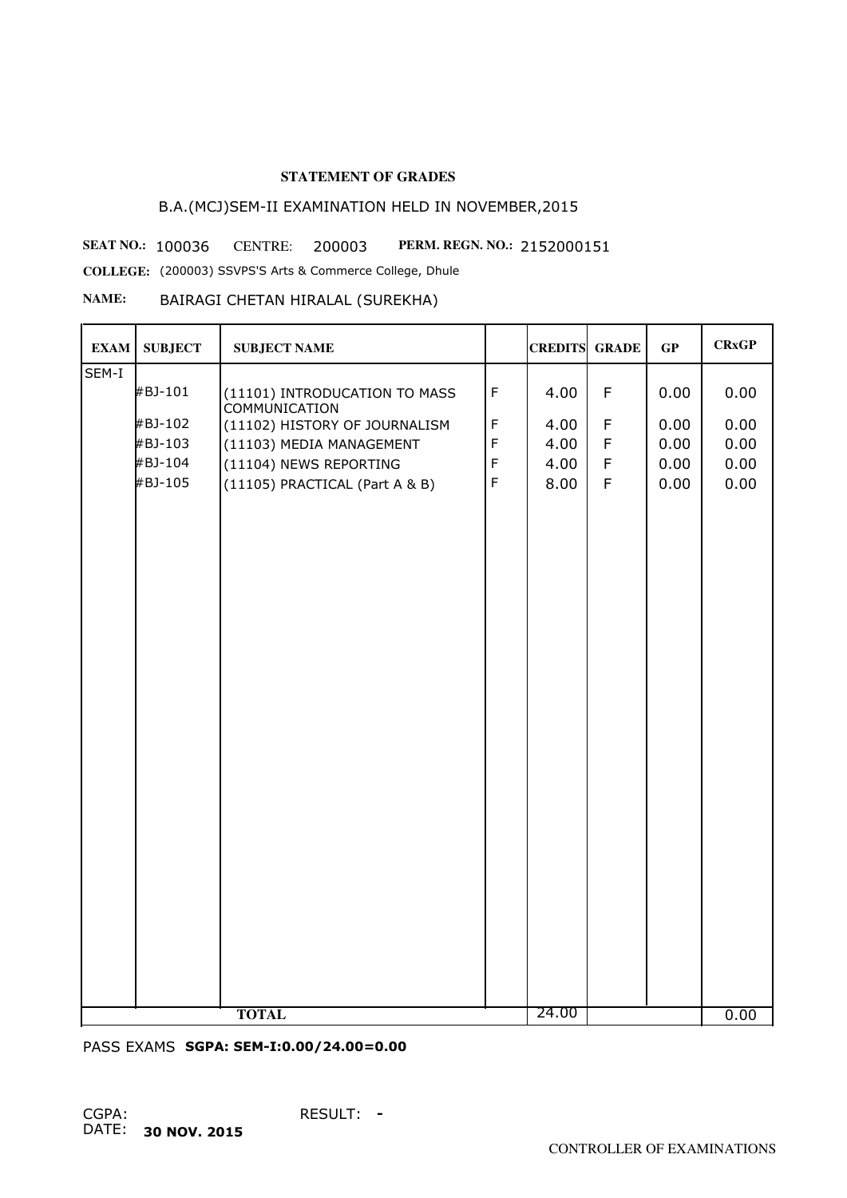**STATEMENT OF GRADES**

B.A.(MCJ)SEM-II EXAMINATION HELD IN NOVEMBER,2015

**SEAT NO.:** 100036 CENTRE: 200003 **PERM. REGN. NO.:** 2152000151

**COLLEGE:** (200003) SSVPS'S Arts & Commerce College, Dhule

**NAME:** BAIRAGI CHETAN HIRALAL (SUREKHA)

| EXAM | SUBJECT | SUBJECT NAME | | CREDITS | GRADE | GP | CRxGP |
|---|---|---|---|---|---|---|---|
| SEM-I | | | | | | | |
| | #BJ-101 | (11101) INTRODUCATION TO MASS COMMUNICATION | F | 4.00 | F | 0.00 | 0.00 |
| | #BJ-102 | (11102) HISTORY OF JOURNALISM | F | 4.00 | F | 0.00 | 0.00 |
| | #BJ-103 | (11103) MEDIA MANAGEMENT | F | 4.00 | F | 0.00 | 0.00 |
| | #BJ-104 | (11104) NEWS REPORTING | F | 4.00 | F | 0.00 | 0.00 |
| | #BJ-105 | (11105) PRACTICAL (Part A & B) | F | 8.00 | F | 0.00 | 0.00 |
| | | **TOTAL** | | 24.00 | | | 0.00 |

PASS EXAMS **SGPA: SEM-I:0.00/24.00=0.00**

CGPA: RESULT: **-**

DATE: **30 NOV. 2015**

CONTROLLER OF EXAMINATIONS